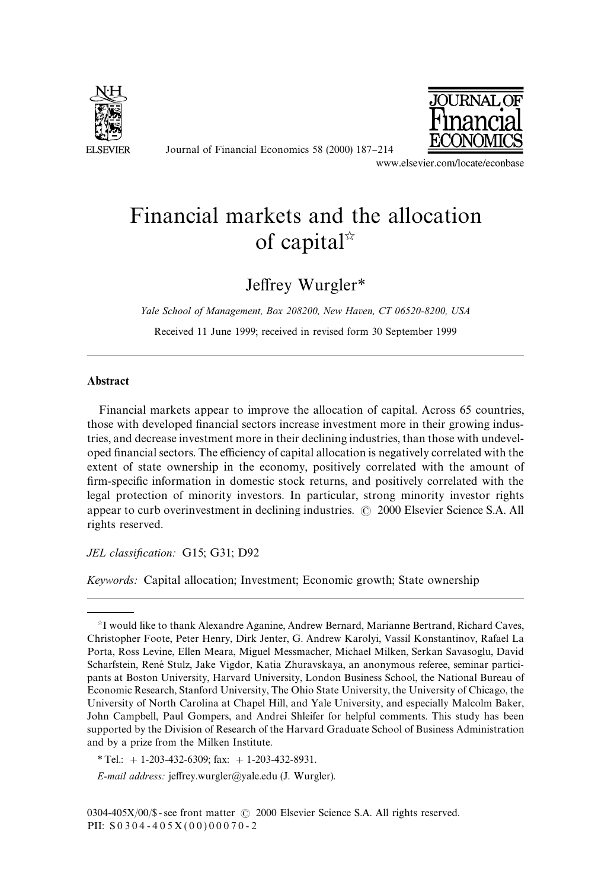# Financial markets and the allocation of capital☆

Jeffrey Wurgler*

*Yale School of Management, Box 208200, New Haven, CT 06520-8200, USA*

Received 11 June 1999; received in revised form 30 September 1999

## Abstract

Financial markets appear to improve the allocation of capital. Across 65 countries, those with developed financial sectors increase investment more in their growing industries, and decrease investment more in their declining industries, than those with undeveloped financial sectors. The efficiency of capital allocation is negatively correlated with the extent of state ownership in the economy, positively correlated with the amount of firm-specific information in domestic stock returns, and positively correlated with the legal protection of minority investors. In particular, strong minority investor rights appear to curb overinvestment in declining industries. © 2000 Elsevier Science S.A. All rights reserved.

*JEL classification:* G15; G31; D92

*Keywords:* Capital allocation; Investment; Economic growth; State ownership

---

☆I would like to thank Alexandre Aganine, Andrew Bernard, Marianne Bertrand, Richard Caves, Christopher Foote, Peter Henry, Dirk Jenter, G. Andrew Karolyi, Vassil Konstantinov, Rafael La Porta, Ross Levine, Ellen Meara, Miguel Messmacher, Michael Milken, Serkan Savasoglu, David Scharfstein, René Stulz, Jake Vigdor, Katia Zhuravskaya, an anonymous referee, seminar participants at Boston University, Harvard University, London Business School, the National Bureau of Economic Research, Stanford University, The Ohio State University, the University of Chicago, the University of North Carolina at Chapel Hill, and Yale University, and especially Malcolm Baker, John Campbell, Paul Gompers, and Andrei Shleifer for helpful comments. This study has been supported by the Division of Research of the Harvard Graduate School of Business Administration and by a prize from the Milken Institute.

* Tel.: + 1-203-432-6309; fax: + 1-203-432-8931.

*E-mail address:* jeffrey.wurgler@yale.edu (J. Wurgler).

0304-405X/00/$ - see front matter © 2000 Elsevier Science S.A. All rights reserved.
PII: S0304-405X(00)00070-2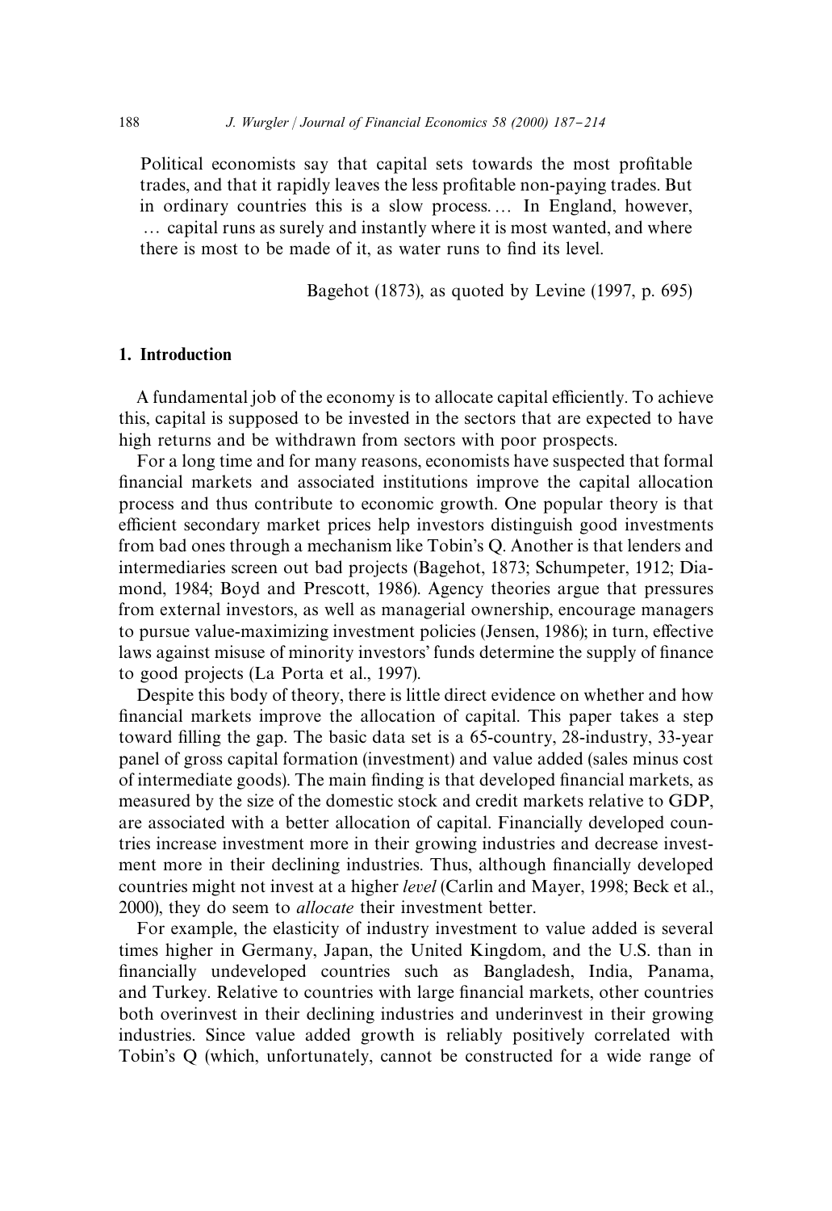> Political economists say that capital sets towards the most profitable trades, and that it rapidly leaves the less profitable non-paying trades. But in ordinary countries this is a slow process. … In England, however, … capital runs as surely and instantly where it is most wanted, and where there is most to be made of it, as water runs to find its level.
>
> Bagehot (1873), as quoted by Levine (1997, p. 695)

## 1. Introduction

A fundamental job of the economy is to allocate capital efficiently. To achieve this, capital is supposed to be invested in the sectors that are expected to have high returns and be withdrawn from sectors with poor prospects.

For a long time and for many reasons, economists have suspected that formal financial markets and associated institutions improve the capital allocation process and thus contribute to economic growth. One popular theory is that efficient secondary market prices help investors distinguish good investments from bad ones through a mechanism like Tobin's Q. Another is that lenders and intermediaries screen out bad projects (Bagehot, 1873; Schumpeter, 1912; Diamond, 1984; Boyd and Prescott, 1986). Agency theories argue that pressures from external investors, as well as managerial ownership, encourage managers to pursue value-maximizing investment policies (Jensen, 1986); in turn, effective laws against misuse of minority investors' funds determine the supply of finance to good projects (La Porta et al., 1997).

Despite this body of theory, there is little direct evidence on whether and how financial markets improve the allocation of capital. This paper takes a step toward filling the gap. The basic data set is a 65-country, 28-industry, 33-year panel of gross capital formation (investment) and value added (sales minus cost of intermediate goods). The main finding is that developed financial markets, as measured by the size of the domestic stock and credit markets relative to GDP, are associated with a better allocation of capital. Financially developed countries increase investment more in their growing industries and decrease investment more in their declining industries. Thus, although financially developed countries might not invest at a higher *level* (Carlin and Mayer, 1998; Beck et al., 2000), they do seem to *allocate* their investment better.

For example, the elasticity of industry investment to value added is several times higher in Germany, Japan, the United Kingdom, and the U.S. than in financially undeveloped countries such as Bangladesh, India, Panama, and Turkey. Relative to countries with large financial markets, other countries both overinvest in their declining industries and underinvest in their growing industries. Since value added growth is reliably positively correlated with Tobin's Q (which, unfortunately, cannot be constructed for a wide range of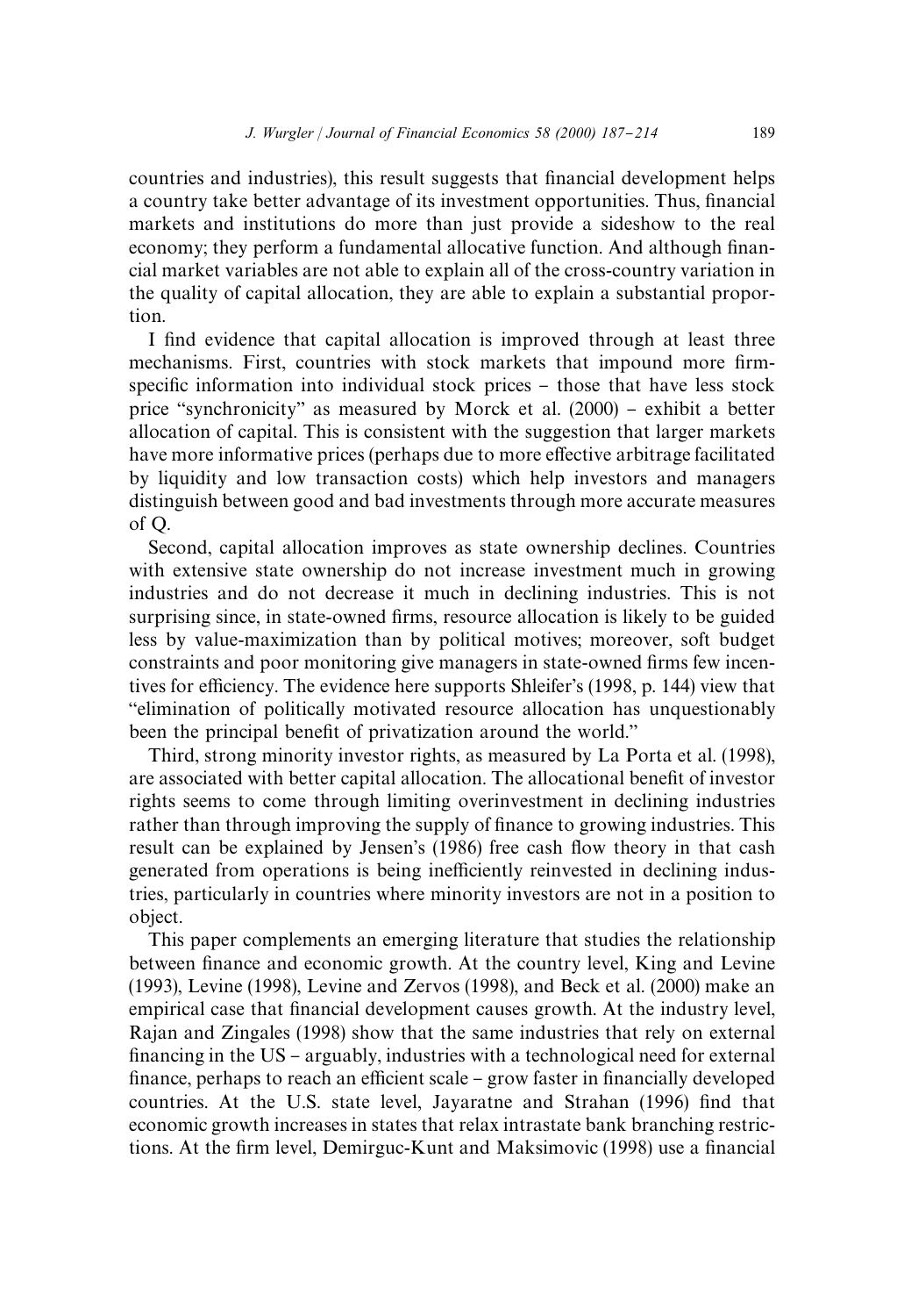countries and industries), this result suggests that financial development helps a country take better advantage of its investment opportunities. Thus, financial markets and institutions do more than just provide a sideshow to the real economy; they perform a fundamental allocative function. And although financial market variables are not able to explain all of the cross-country variation in the quality of capital allocation, they are able to explain a substantial proportion.

I find evidence that capital allocation is improved through at least three mechanisms. First, countries with stock markets that impound more firm-specific information into individual stock prices – those that have less stock price "synchronicity" as measured by Morck et al. (2000) – exhibit a better allocation of capital. This is consistent with the suggestion that larger markets have more informative prices (perhaps due to more effective arbitrage facilitated by liquidity and low transaction costs) which help investors and managers distinguish between good and bad investments through more accurate measures of Q.

Second, capital allocation improves as state ownership declines. Countries with extensive state ownership do not increase investment much in growing industries and do not decrease it much in declining industries. This is not surprising since, in state-owned firms, resource allocation is likely to be guided less by value-maximization than by political motives; moreover, soft budget constraints and poor monitoring give managers in state-owned firms few incentives for efficiency. The evidence here supports Shleifer's (1998, p. 144) view that "elimination of politically motivated resource allocation has unquestionably been the principal benefit of privatization around the world."

Third, strong minority investor rights, as measured by La Porta et al. (1998), are associated with better capital allocation. The allocational benefit of investor rights seems to come through limiting overinvestment in declining industries rather than through improving the supply of finance to growing industries. This result can be explained by Jensen's (1986) free cash flow theory in that cash generated from operations is being inefficiently reinvested in declining industries, particularly in countries where minority investors are not in a position to object.

This paper complements an emerging literature that studies the relationship between finance and economic growth. At the country level, King and Levine (1993), Levine (1998), Levine and Zervos (1998), and Beck et al. (2000) make an empirical case that financial development causes growth. At the industry level, Rajan and Zingales (1998) show that the same industries that rely on external financing in the US – arguably, industries with a technological need for external finance, perhaps to reach an efficient scale – grow faster in financially developed countries. At the U.S. state level, Jayaratne and Strahan (1996) find that economic growth increases in states that relax intrastate bank branching restrictions. At the firm level, Demirguc-Kunt and Maksimovic (1998) use a financial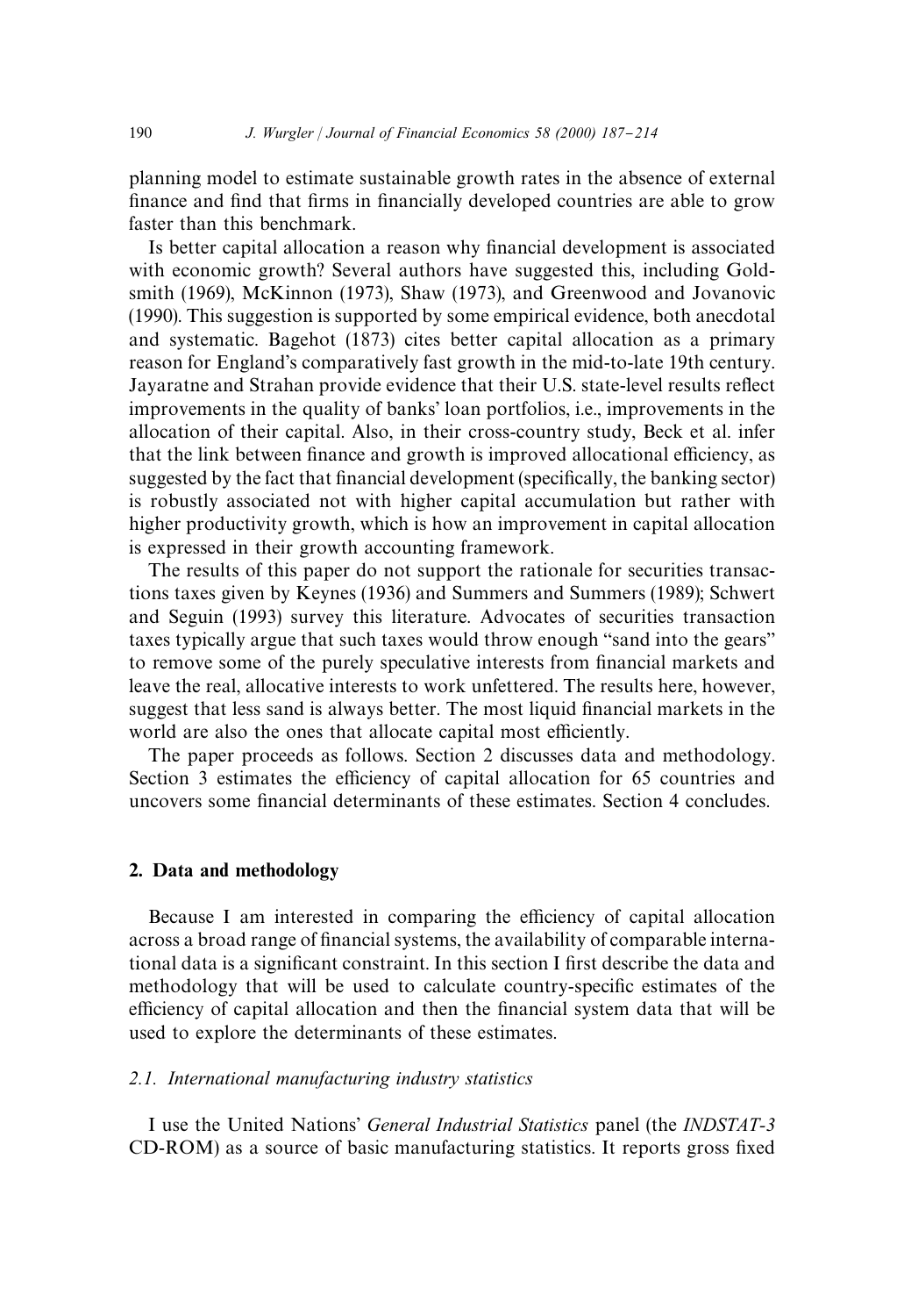planning model to estimate sustainable growth rates in the absence of external finance and find that firms in financially developed countries are able to grow faster than this benchmark.

Is better capital allocation a reason why financial development is associated with economic growth? Several authors have suggested this, including Goldsmith (1969), McKinnon (1973), Shaw (1973), and Greenwood and Jovanovic (1990). This suggestion is supported by some empirical evidence, both anecdotal and systematic. Bagehot (1873) cites better capital allocation as a primary reason for England's comparatively fast growth in the mid-to-late 19th century. Jayaratne and Strahan provide evidence that their U.S. state-level results reflect improvements in the quality of banks' loan portfolios, i.e., improvements in the allocation of their capital. Also, in their cross-country study, Beck et al. infer that the link between finance and growth is improved allocational efficiency, as suggested by the fact that financial development (specifically, the banking sector) is robustly associated not with higher capital accumulation but rather with higher productivity growth, which is how an improvement in capital allocation is expressed in their growth accounting framework.

The results of this paper do not support the rationale for securities transactions taxes given by Keynes (1936) and Summers and Summers (1989); Schwert and Seguin (1993) survey this literature. Advocates of securities transaction taxes typically argue that such taxes would throw enough "sand into the gears" to remove some of the purely speculative interests from financial markets and leave the real, allocative interests to work unfettered. The results here, however, suggest that less sand is always better. The most liquid financial markets in the world are also the ones that allocate capital most efficiently.

The paper proceeds as follows. Section 2 discusses data and methodology. Section 3 estimates the efficiency of capital allocation for 65 countries and uncovers some financial determinants of these estimates. Section 4 concludes.

## 2. Data and methodology

Because I am interested in comparing the efficiency of capital allocation across a broad range of financial systems, the availability of comparable international data is a significant constraint. In this section I first describe the data and methodology that will be used to calculate country-specific estimates of the efficiency of capital allocation and then the financial system data that will be used to explore the determinants of these estimates.

### *2.1. International manufacturing industry statistics*

I use the United Nations' *General Industrial Statistics* panel (the *INDSTAT-3* CD-ROM) as a source of basic manufacturing statistics. It reports gross fixed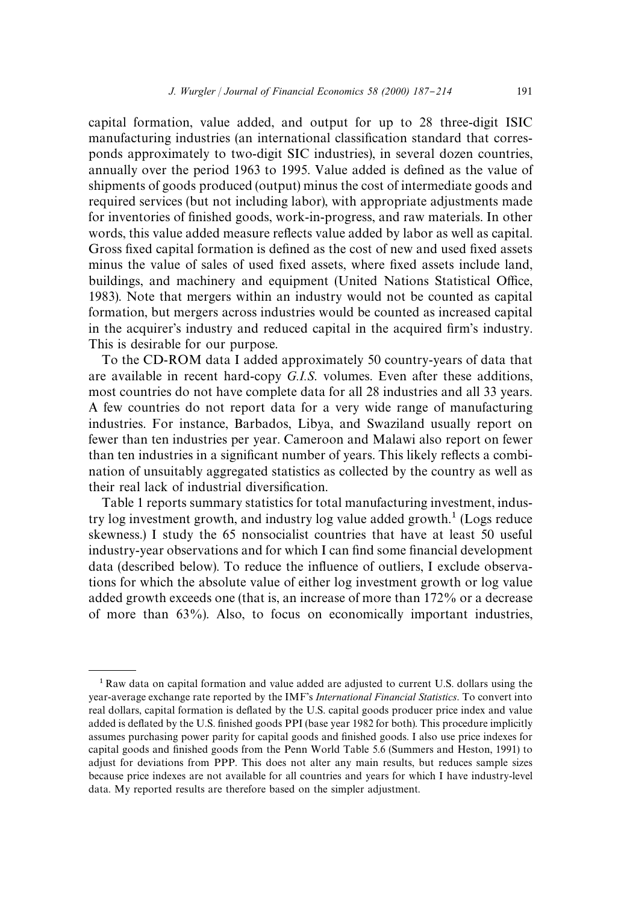capital formation, value added, and output for up to 28 three-digit ISIC manufacturing industries (an international classification standard that corresponds approximately to two-digit SIC industries), in several dozen countries, annually over the period 1963 to 1995. Value added is defined as the value of shipments of goods produced (output) minus the cost of intermediate goods and required services (but not including labor), with appropriate adjustments made for inventories of finished goods, work-in-progress, and raw materials. In other words, this value added measure reflects value added by labor as well as capital. Gross fixed capital formation is defined as the cost of new and used fixed assets minus the value of sales of used fixed assets, where fixed assets include land, buildings, and machinery and equipment (United Nations Statistical Office, 1983). Note that mergers within an industry would not be counted as capital formation, but mergers across industries would be counted as increased capital in the acquirer's industry and reduced capital in the acquired firm's industry. This is desirable for our purpose.

To the CD-ROM data I added approximately 50 country-years of data that are available in recent hard-copy *G.I.S.* volumes. Even after these additions, most countries do not have complete data for all 28 industries and all 33 years. A few countries do not report data for a very wide range of manufacturing industries. For instance, Barbados, Libya, and Swaziland usually report on fewer than ten industries per year. Cameroon and Malawi also report on fewer than ten industries in a significant number of years. This likely reflects a combination of unsuitably aggregated statistics as collected by the country as well as their real lack of industrial diversification.

Table 1 reports summary statistics for total manufacturing investment, industry log investment growth, and industry log value added growth.[1] (Logs reduce skewness.) I study the 65 nonsocialist countries that have at least 50 useful industry-year observations and for which I can find some financial development data (described below). To reduce the influence of outliers, I exclude observations for which the absolute value of either log investment growth or log value added growth exceeds one (that is, an increase of more than 172% or a decrease of more than 63%). Also, to focus on economically important industries,

[1] Raw data on capital formation and value added are adjusted to current U.S. dollars using the year-average exchange rate reported by the IMF's *International Financial Statistics*. To convert into real dollars, capital formation is deflated by the U.S. capital goods producer price index and value added is deflated by the U.S. finished goods PPI (base year 1982 for both). This procedure implicitly assumes purchasing power parity for capital goods and finished goods. I also use price indexes for capital goods and finished goods from the Penn World Table 5.6 (Summers and Heston, 1991) to adjust for deviations from PPP. This does not alter any main results, but reduces sample sizes because price indexes are not available for all countries and years for which I have industry-level data. My reported results are therefore based on the simpler adjustment.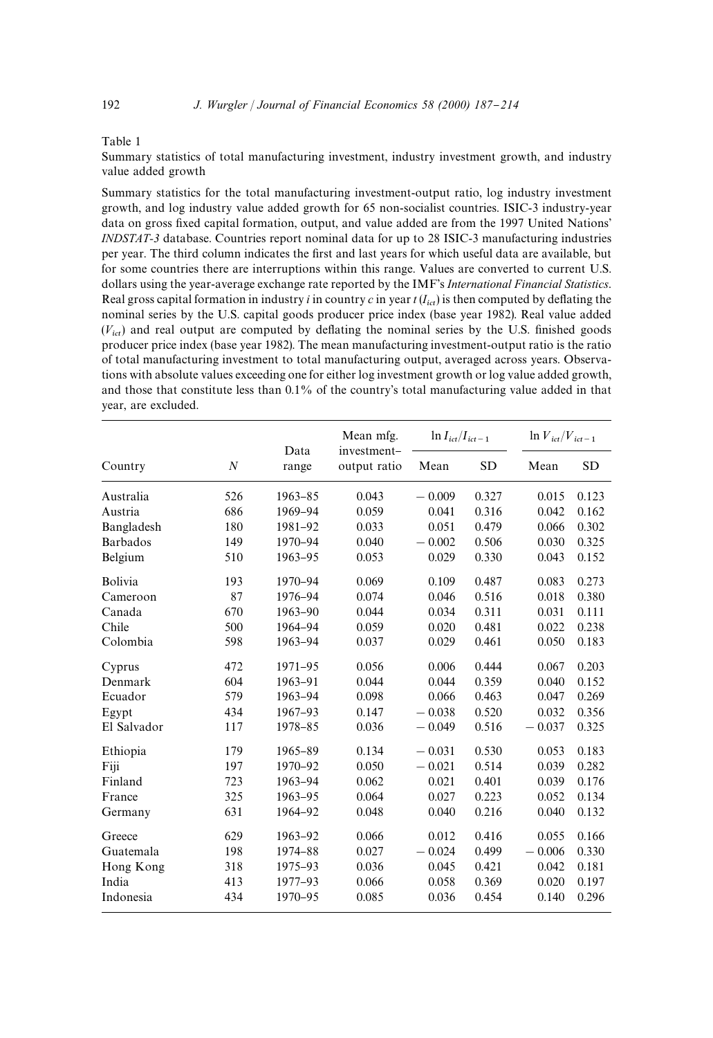Table 1

Summary statistics of total manufacturing investment, industry investment growth, and industry value added growth

Summary statistics for the total manufacturing investment-output ratio, log industry investment growth, and log industry value added growth for 65 non-socialist countries. ISIC-3 industry-year data on gross fixed capital formation, output, and value added are from the 1997 United Nations' *INDSTAT-3* database. Countries report nominal data for up to 28 ISIC-3 manufacturing industries per year. The third column indicates the first and last years for which useful data are available, but for some countries there are interruptions within this range. Values are converted to current U.S. dollars using the year-average exchange rate reported by the IMF's *International Financial Statistics*. Real gross capital formation in industry $i$ in country $c$ in year $t$ ($I_{ict}$) is then computed by deflating the nominal series by the U.S. capital goods producer price index (base year 1982). Real value added ($V_{ict}$) and real output are computed by deflating the nominal series by the U.S. finished goods producer price index (base year 1982). The mean manufacturing investment-output ratio is the ratio of total manufacturing investment to total manufacturing output, averaged across years. Observations with absolute values exceeding one for either log investment growth or log value added growth, and those that constitute less than 0.1% of the country's total manufacturing value added in that year, are excluded.

| Country | $N$ | Data range | Mean mfg. investment–output ratio | $\ln I_{ict}/I_{ict-1}$ | | $\ln V_{ict}/V_{ict-1}$ | |
|---|---|---|---|---|---|---|---|
| | | | | Mean | SD | Mean | SD |
| Australia | 526 | 1963–85 | 0.043 | −0.009 | 0.327 | 0.015 | 0.123 |
| Austria | 686 | 1969–94 | 0.059 | 0.041 | 0.316 | 0.042 | 0.162 |
| Bangladesh | 180 | 1981–92 | 0.033 | 0.051 | 0.479 | 0.066 | 0.302 |
| Barbados | 149 | 1970–94 | 0.040 | −0.002 | 0.506 | 0.030 | 0.325 |
| Belgium | 510 | 1963–95 | 0.053 | 0.029 | 0.330 | 0.043 | 0.152 |
| Bolivia | 193 | 1970–94 | 0.069 | 0.109 | 0.487 | 0.083 | 0.273 |
| Cameroon | 87 | 1976–94 | 0.074 | 0.046 | 0.516 | 0.018 | 0.380 |
| Canada | 670 | 1963–90 | 0.044 | 0.034 | 0.311 | 0.031 | 0.111 |
| Chile | 500 | 1964–94 | 0.059 | 0.020 | 0.481 | 0.022 | 0.238 |
| Colombia | 598 | 1963–94 | 0.037 | 0.029 | 0.461 | 0.050 | 0.183 |
| Cyprus | 472 | 1971–95 | 0.056 | 0.006 | 0.444 | 0.067 | 0.203 |
| Denmark | 604 | 1963–91 | 0.044 | 0.044 | 0.359 | 0.040 | 0.152 |
| Ecuador | 579 | 1963–94 | 0.098 | 0.066 | 0.463 | 0.047 | 0.269 |
| Egypt | 434 | 1967–93 | 0.147 | −0.038 | 0.520 | 0.032 | 0.356 |
| El Salvador | 117 | 1978–85 | 0.036 | −0.049 | 0.516 | −0.037 | 0.325 |
| Ethiopia | 179 | 1965–89 | 0.134 | −0.031 | 0.530 | 0.053 | 0.183 |
| Fiji | 197 | 1970–92 | 0.050 | −0.021 | 0.514 | 0.039 | 0.282 |
| Finland | 723 | 1963–94 | 0.062 | 0.021 | 0.401 | 0.039 | 0.176 |
| France | 325 | 1963–95 | 0.064 | 0.027 | 0.223 | 0.052 | 0.134 |
| Germany | 631 | 1964–92 | 0.048 | 0.040 | 0.216 | 0.040 | 0.132 |
| Greece | 629 | 1963–92 | 0.066 | 0.012 | 0.416 | 0.055 | 0.166 |
| Guatemala | 198 | 1974–88 | 0.027 | −0.024 | 0.499 | −0.006 | 0.330 |
| Hong Kong | 318 | 1975–93 | 0.036 | 0.045 | 0.421 | 0.042 | 0.181 |
| India | 413 | 1977–93 | 0.066 | 0.058 | 0.369 | 0.020 | 0.197 |
| Indonesia | 434 | 1970–95 | 0.085 | 0.036 | 0.454 | 0.140 | 0.296 |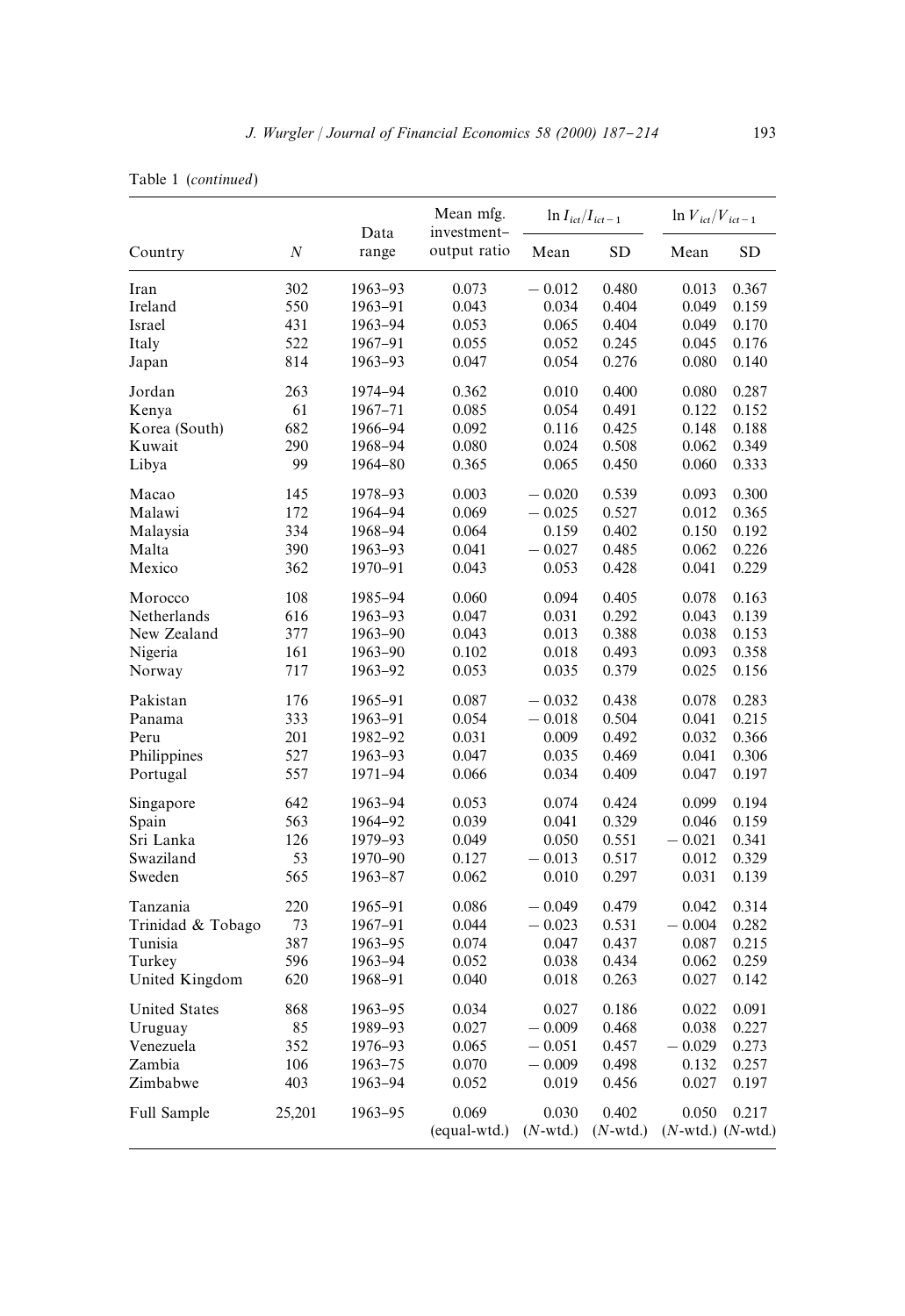Table 1 (*continued*)

| Country | $N$ | Data range | Mean mfg. investment–output ratio | $\ln I_{ict}/I_{ict-1}$ | | $\ln V_{ict}/V_{ict-1}$ | |
|---|---|---|---|---|---|---|---|
| | | | | Mean | SD | Mean | SD |
| Iran | 302 | 1963–93 | 0.073 | −0.012 | 0.480 | 0.013 | 0.367 |
| Ireland | 550 | 1963–91 | 0.043 | 0.034 | 0.404 | 0.049 | 0.159 |
| Israel | 431 | 1963–94 | 0.053 | 0.065 | 0.404 | 0.049 | 0.170 |
| Italy | 522 | 1967–91 | 0.055 | 0.052 | 0.245 | 0.045 | 0.176 |
| Japan | 814 | 1963–93 | 0.047 | 0.054 | 0.276 | 0.080 | 0.140 |
| Jordan | 263 | 1974–94 | 0.362 | 0.010 | 0.400 | 0.080 | 0.287 |
| Kenya | 61 | 1967–71 | 0.085 | 0.054 | 0.491 | 0.122 | 0.152 |
| Korea (South) | 682 | 1966–94 | 0.092 | 0.116 | 0.425 | 0.148 | 0.188 |
| Kuwait | 290 | 1968–94 | 0.080 | 0.024 | 0.508 | 0.062 | 0.349 |
| Libya | 99 | 1964–80 | 0.365 | 0.065 | 0.450 | 0.060 | 0.333 |
| Macao | 145 | 1978–93 | 0.003 | −0.020 | 0.539 | 0.093 | 0.300 |
| Malawi | 172 | 1964–94 | 0.069 | −0.025 | 0.527 | 0.012 | 0.365 |
| Malaysia | 334 | 1968–94 | 0.064 | 0.159 | 0.402 | 0.150 | 0.192 |
| Malta | 390 | 1963–93 | 0.041 | −0.027 | 0.485 | 0.062 | 0.226 |
| Mexico | 362 | 1970–91 | 0.043 | 0.053 | 0.428 | 0.041 | 0.229 |
| Morocco | 108 | 1985–94 | 0.060 | 0.094 | 0.405 | 0.078 | 0.163 |
| Netherlands | 616 | 1963–93 | 0.047 | 0.031 | 0.292 | 0.043 | 0.139 |
| New Zealand | 377 | 1963–90 | 0.043 | 0.013 | 0.388 | 0.038 | 0.153 |
| Nigeria | 161 | 1963–90 | 0.102 | 0.018 | 0.493 | 0.093 | 0.358 |
| Norway | 717 | 1963–92 | 0.053 | 0.035 | 0.379 | 0.025 | 0.156 |
| Pakistan | 176 | 1965–91 | 0.087 | −0.032 | 0.438 | 0.078 | 0.283 |
| Panama | 333 | 1963–91 | 0.054 | −0.018 | 0.504 | 0.041 | 0.215 |
| Peru | 201 | 1982–92 | 0.031 | 0.009 | 0.492 | 0.032 | 0.366 |
| Philippines | 527 | 1963–93 | 0.047 | 0.035 | 0.469 | 0.041 | 0.306 |
| Portugal | 557 | 1971–94 | 0.066 | 0.034 | 0.409 | 0.047 | 0.197 |
| Singapore | 642 | 1963–94 | 0.053 | 0.074 | 0.424 | 0.099 | 0.194 |
| Spain | 563 | 1964–92 | 0.039 | 0.041 | 0.329 | 0.046 | 0.159 |
| Sri Lanka | 126 | 1979–93 | 0.049 | 0.050 | 0.551 | −0.021 | 0.341 |
| Swaziland | 53 | 1970–90 | 0.127 | −0.013 | 0.517 | 0.012 | 0.329 |
| Sweden | 565 | 1963–87 | 0.062 | 0.010 | 0.297 | 0.031 | 0.139 |
| Tanzania | 220 | 1965–91 | 0.086 | −0.049 | 0.479 | 0.042 | 0.314 |
| Trinidad & Tobago | 73 | 1967–91 | 0.044 | −0.023 | 0.531 | −0.004 | 0.282 |
| Tunisia | 387 | 1963–95 | 0.074 | 0.047 | 0.437 | 0.087 | 0.215 |
| Turkey | 596 | 1963–94 | 0.052 | 0.038 | 0.434 | 0.062 | 0.259 |
| United Kingdom | 620 | 1968–91 | 0.040 | 0.018 | 0.263 | 0.027 | 0.142 |
| United States | 868 | 1963–95 | 0.034 | 0.027 | 0.186 | 0.022 | 0.091 |
| Uruguay | 85 | 1989–93 | 0.027 | −0.009 | 0.468 | 0.038 | 0.227 |
| Venezuela | 352 | 1976–93 | 0.065 | −0.051 | 0.457 | −0.029 | 0.273 |
| Zambia | 106 | 1963–75 | 0.070 | −0.009 | 0.498 | 0.132 | 0.257 |
| Zimbabwe | 403 | 1963–94 | 0.052 | 0.019 | 0.456 | 0.027 | 0.197 |
| Full Sample | 25,201 | 1963–95 | 0.069 (equal-wtd.) | 0.030 ($N$-wtd.) | 0.402 ($N$-wtd.) | 0.050 ($N$-wtd.) | 0.217 ($N$-wtd.) |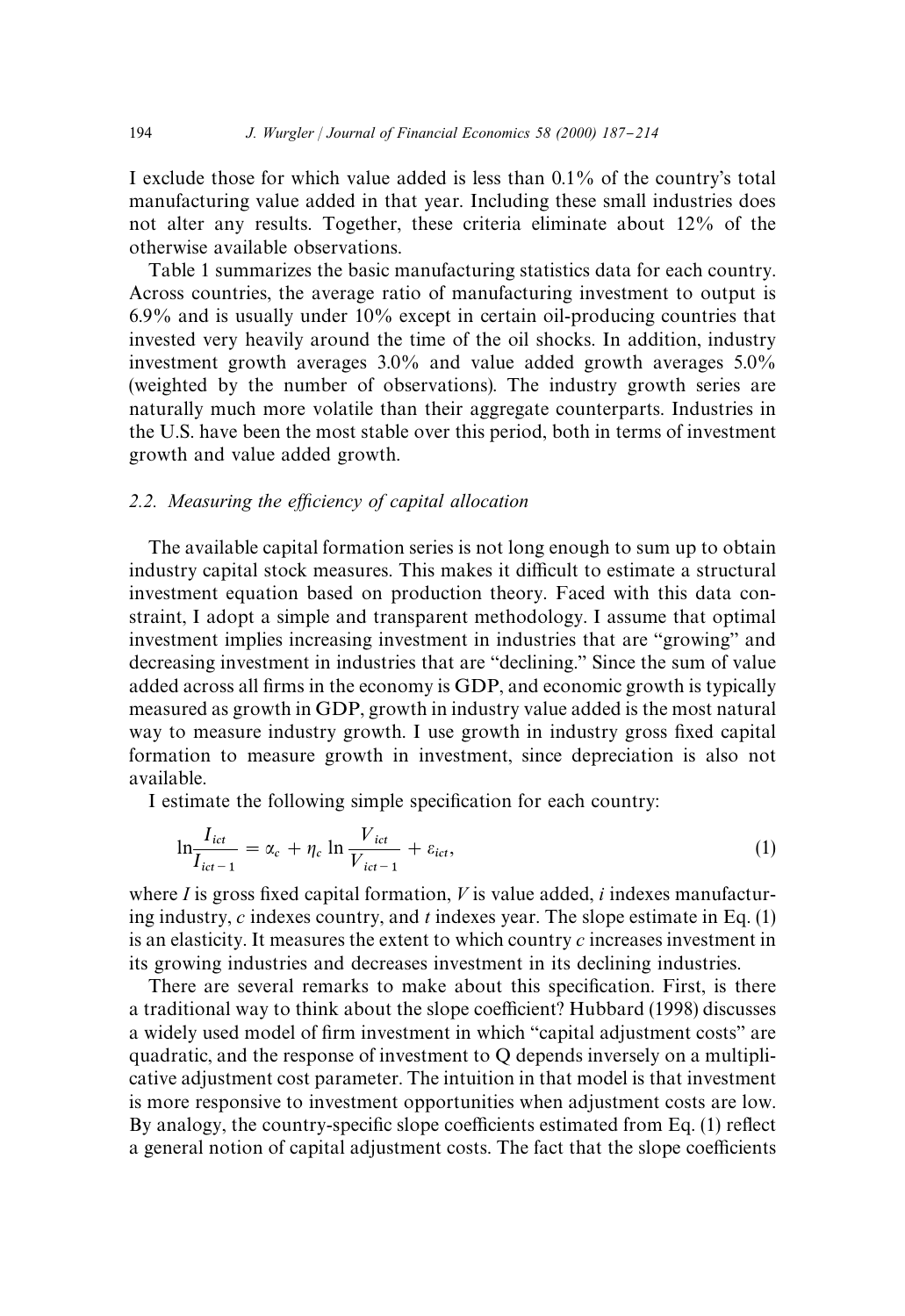I exclude those for which value added is less than 0.1% of the country's total manufacturing value added in that year. Including these small industries does not alter any results. Together, these criteria eliminate about 12% of the otherwise available observations.

Table 1 summarizes the basic manufacturing statistics data for each country. Across countries, the average ratio of manufacturing investment to output is 6.9% and is usually under 10% except in certain oil-producing countries that invested very heavily around the time of the oil shocks. In addition, industry investment growth averages 3.0% and value added growth averages 5.0% (weighted by the number of observations). The industry growth series are naturally much more volatile than their aggregate counterparts. Industries in the U.S. have been the most stable over this period, both in terms of investment growth and value added growth.

### 2.2. Measuring the efficiency of capital allocation

The available capital formation series is not long enough to sum up to obtain industry capital stock measures. This makes it difficult to estimate a structural investment equation based on production theory. Faced with this data constraint, I adopt a simple and transparent methodology. I assume that optimal investment implies increasing investment in industries that are "growing" and decreasing investment in industries that are "declining." Since the sum of value added across all firms in the economy is GDP, and economic growth is typically measured as growth in GDP, growth in industry value added is the most natural way to measure industry growth. I use growth in industry gross fixed capital formation to measure growth in investment, since depreciation is also not available.

I estimate the following simple specification for each country:

$$\ln \frac{I_{ict}}{I_{ict-1}} = \alpha_c + \eta_c \ln \frac{V_{ict}}{V_{ict-1}} + \varepsilon_{ict}, \tag{1}$$

where $I$ is gross fixed capital formation, $V$ is value added, $i$ indexes manufacturing industry, $c$ indexes country, and $t$ indexes year. The slope estimate in Eq. (1) is an elasticity. It measures the extent to which country $c$ increases investment in its growing industries and decreases investment in its declining industries.

There are several remarks to make about this specification. First, is there a traditional way to think about the slope coefficient? Hubbard (1998) discusses a widely used model of firm investment in which "capital adjustment costs" are quadratic, and the response of investment to Q depends inversely on a multiplicative adjustment cost parameter. The intuition in that model is that investment is more responsive to investment opportunities when adjustment costs are low. By analogy, the country-specific slope coefficients estimated from Eq. (1) reflect a general notion of capital adjustment costs. The fact that the slope coefficients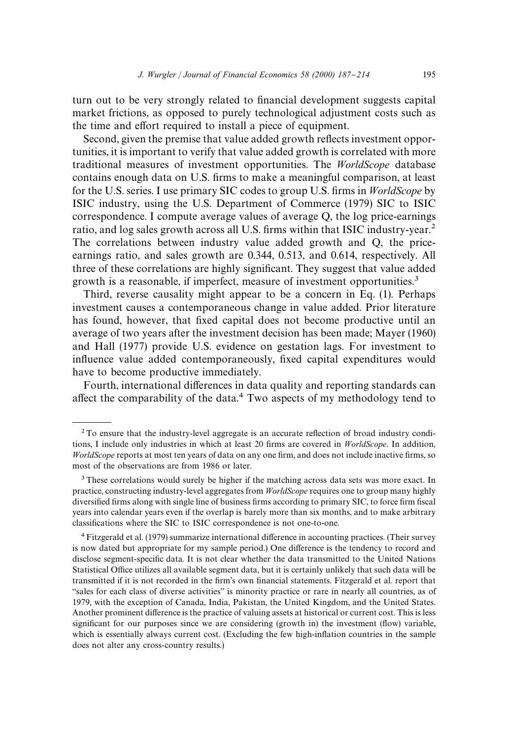turn out to be very strongly related to financial development suggests capital market frictions, as opposed to purely technological adjustment costs such as the time and effort required to install a piece of equipment.

Second, given the premise that value added growth reflects investment opportunities, it is important to verify that value added growth is correlated with more traditional measures of investment opportunities. The *WorldScope* database contains enough data on U.S. firms to make a meaningful comparison, at least for the U.S. series. I use primary SIC codes to group U.S. firms in *WorldScope* by ISIC industry, using the U.S. Department of Commerce (1979) SIC to ISIC correspondence. I compute average values of average Q, the log price-earnings ratio, and log sales growth across all U.S. firms within that ISIC industry-year.[2] The correlations between industry value added growth and Q, the price-earnings ratio, and sales growth are 0.344, 0.513, and 0.614, respectively. All three of these correlations are highly significant. They suggest that value added growth is a reasonable, if imperfect, measure of investment opportunities.[3]

Third, reverse causality might appear to be a concern in Eq. (1). Perhaps investment causes a contemporaneous change in value added. Prior literature has found, however, that fixed capital does not become productive until an average of two years after the investment decision has been made; Mayer (1960) and Hall (1977) provide U.S. evidence on gestation lags. For investment to influence value added contemporaneously, fixed capital expenditures would have to become productive immediately.

Fourth, international differences in data quality and reporting standards can affect the comparability of the data.[4] Two aspects of my methodology tend to

---

[2] To ensure that the industry-level aggregate is an accurate reflection of broad industry conditions, I include only industries in which at least 20 firms are covered in *WorldScope*. In addition, *WorldScope* reports at most ten years of data on any one firm, and does not include inactive firms, so most of the observations are from 1986 or later.

[3] These correlations would surely be higher if the matching across data sets was more exact. In practice, constructing industry-level aggregates from *WorldScope* requires one to group many highly diversified firms along with single line of business firms according to primary SIC, to force firm fiscal years into calendar years even if the overlap is barely more than six months, and to make arbitrary classifications where the SIC to ISIC correspondence is not one-to-one.

[4] Fitzgerald et al. (1979) summarize international difference in accounting practices. (Their survey is now dated but appropriate for my sample period.) One difference is the tendency to record and disclose segment-specific data. It is not clear whether the data transmitted to the United Nations Statistical Office utilizes all available segment data, but it is certainly unlikely that such data will be transmitted if it is not recorded in the firm's own financial statements. Fitzgerald et al. report that "sales for each class of diverse activities" is minority practice or rare in nearly all countries, as of 1979, with the exception of Canada, India, Pakistan, the United Kingdom, and the United States. Another prominent difference is the practice of valuing assets at historical or current cost. This is less significant for our purposes since we are considering (growth in) the investment (flow) variable, which is essentially always current cost. (Excluding the few high-inflation countries in the sample does not alter any cross-country results.)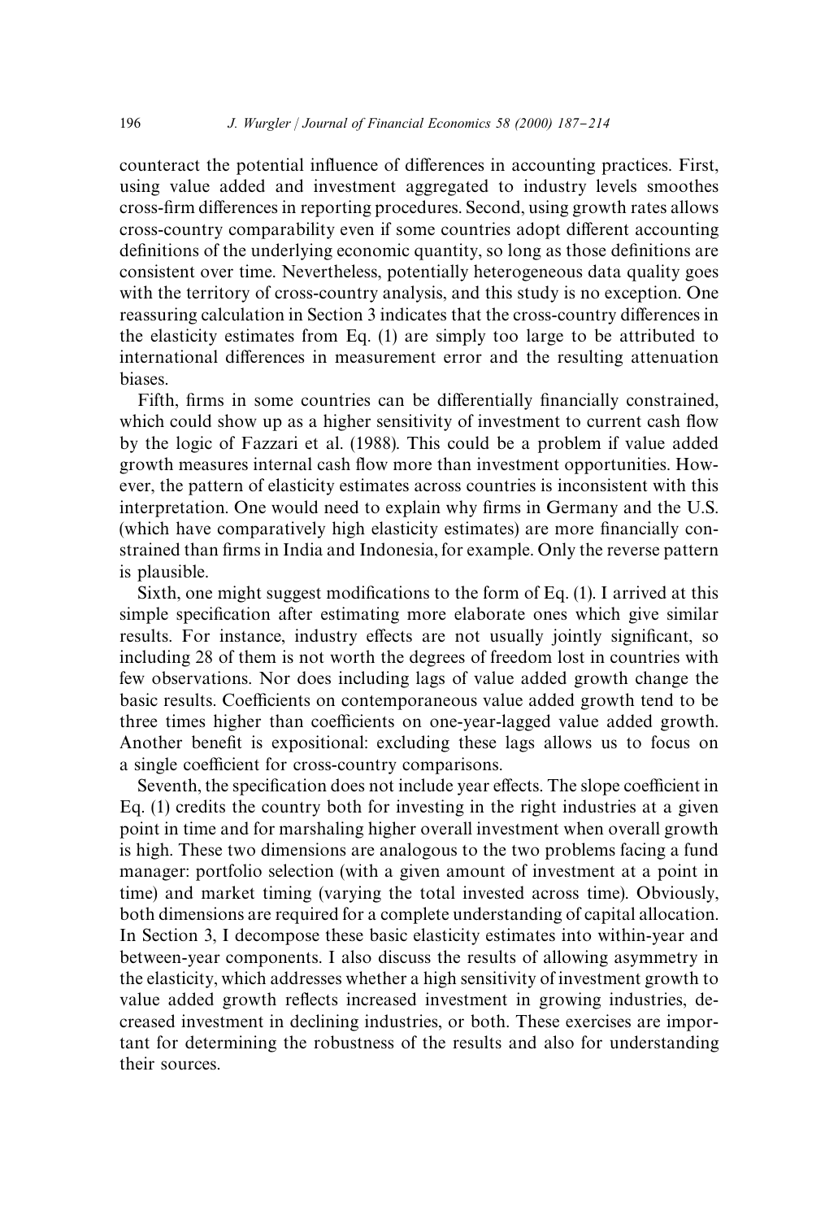counteract the potential influence of differences in accounting practices. First, using value added and investment aggregated to industry levels smoothes cross-firm differences in reporting procedures. Second, using growth rates allows cross-country comparability even if some countries adopt different accounting definitions of the underlying economic quantity, so long as those definitions are consistent over time. Nevertheless, potentially heterogeneous data quality goes with the territory of cross-country analysis, and this study is no exception. One reassuring calculation in Section 3 indicates that the cross-country differences in the elasticity estimates from Eq. (1) are simply too large to be attributed to international differences in measurement error and the resulting attenuation biases.

Fifth, firms in some countries can be differentially financially constrained, which could show up as a higher sensitivity of investment to current cash flow by the logic of Fazzari et al. (1988). This could be a problem if value added growth measures internal cash flow more than investment opportunities. However, the pattern of elasticity estimates across countries is inconsistent with this interpretation. One would need to explain why firms in Germany and the U.S. (which have comparatively high elasticity estimates) are more financially constrained than firms in India and Indonesia, for example. Only the reverse pattern is plausible.

Sixth, one might suggest modifications to the form of Eq. (1). I arrived at this simple specification after estimating more elaborate ones which give similar results. For instance, industry effects are not usually jointly significant, so including 28 of them is not worth the degrees of freedom lost in countries with few observations. Nor does including lags of value added growth change the basic results. Coefficients on contemporaneous value added growth tend to be three times higher than coefficients on one-year-lagged value added growth. Another benefit is expositional: excluding these lags allows us to focus on a single coefficient for cross-country comparisons.

Seventh, the specification does not include year effects. The slope coefficient in Eq. (1) credits the country both for investing in the right industries at a given point in time and for marshaling higher overall investment when overall growth is high. These two dimensions are analogous to the two problems facing a fund manager: portfolio selection (with a given amount of investment at a point in time) and market timing (varying the total invested across time). Obviously, both dimensions are required for a complete understanding of capital allocation. In Section 3, I decompose these basic elasticity estimates into within-year and between-year components. I also discuss the results of allowing asymmetry in the elasticity, which addresses whether a high sensitivity of investment growth to value added growth reflects increased investment in growing industries, decreased investment in declining industries, or both. These exercises are important for determining the robustness of the results and also for understanding their sources.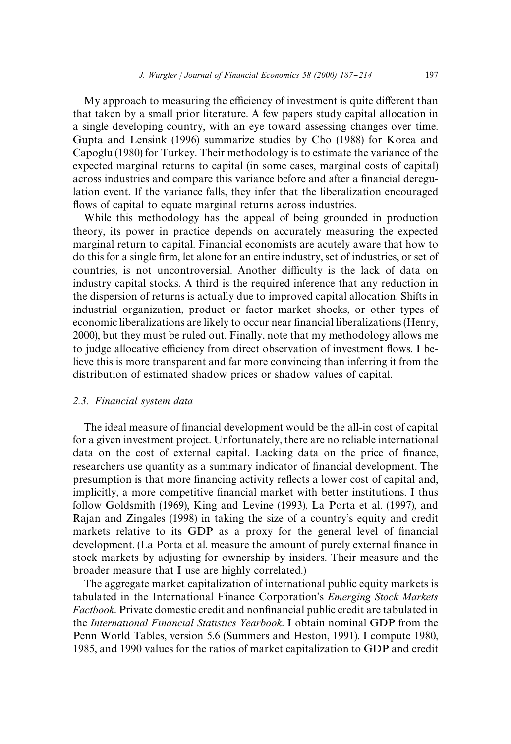My approach to measuring the efficiency of investment is quite different than that taken by a small prior literature. A few papers study capital allocation in a single developing country, with an eye toward assessing changes over time. Gupta and Lensink (1996) summarize studies by Cho (1988) for Korea and Capoglu (1980) for Turkey. Their methodology is to estimate the variance of the expected marginal returns to capital (in some cases, marginal costs of capital) across industries and compare this variance before and after a financial deregulation event. If the variance falls, they infer that the liberalization encouraged flows of capital to equate marginal returns across industries.

While this methodology has the appeal of being grounded in production theory, its power in practice depends on accurately measuring the expected marginal return to capital. Financial economists are acutely aware that how to do this for a single firm, let alone for an entire industry, set of industries, or set of countries, is not uncontroversial. Another difficulty is the lack of data on industry capital stocks. A third is the required inference that any reduction in the dispersion of returns is actually due to improved capital allocation. Shifts in industrial organization, product or factor market shocks, or other types of economic liberalizations are likely to occur near financial liberalizations (Henry, 2000), but they must be ruled out. Finally, note that my methodology allows me to judge allocative efficiency from direct observation of investment flows. I believe this is more transparent and far more convincing than inferring it from the distribution of estimated shadow prices or shadow values of capital.

### 2.3. Financial system data

The ideal measure of financial development would be the all-in cost of capital for a given investment project. Unfortunately, there are no reliable international data on the cost of external capital. Lacking data on the price of finance, researchers use quantity as a summary indicator of financial development. The presumption is that more financing activity reflects a lower cost of capital and, implicitly, a more competitive financial market with better institutions. I thus follow Goldsmith (1969), King and Levine (1993), La Porta et al. (1997), and Rajan and Zingales (1998) in taking the size of a country's equity and credit markets relative to its GDP as a proxy for the general level of financial development. (La Porta et al. measure the amount of purely external finance in stock markets by adjusting for ownership by insiders. Their measure and the broader measure that I use are highly correlated.)

The aggregate market capitalization of international public equity markets is tabulated in the International Finance Corporation's *Emerging Stock Markets Factbook*. Private domestic credit and nonfinancial public credit are tabulated in the *International Financial Statistics Yearbook*. I obtain nominal GDP from the Penn World Tables, version 5.6 (Summers and Heston, 1991). I compute 1980, 1985, and 1990 values for the ratios of market capitalization to GDP and credit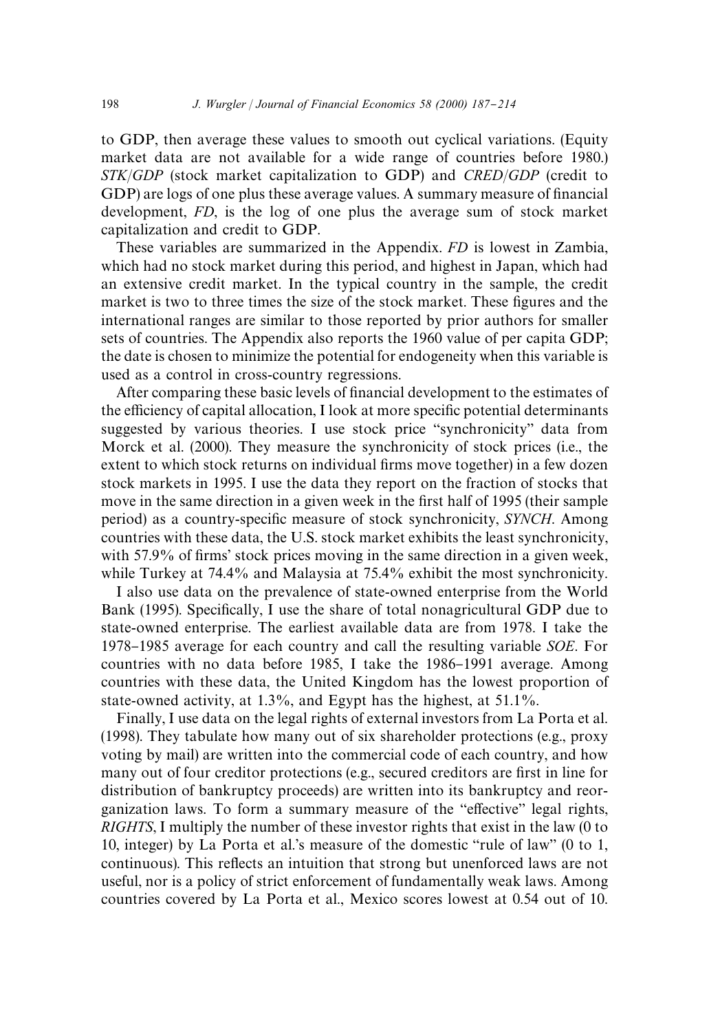to GDP, then average these values to smooth out cyclical variations. (Equity market data are not available for a wide range of countries before 1980.) *STK/GDP* (stock market capitalization to GDP) and *CRED/GDP* (credit to GDP) are logs of one plus these average values. A summary measure of financial development, *FD*, is the log of one plus the average sum of stock market capitalization and credit to GDP.

These variables are summarized in the Appendix. *FD* is lowest in Zambia, which had no stock market during this period, and highest in Japan, which had an extensive credit market. In the typical country in the sample, the credit market is two to three times the size of the stock market. These figures and the international ranges are similar to those reported by prior authors for smaller sets of countries. The Appendix also reports the 1960 value of per capita GDP; the date is chosen to minimize the potential for endogeneity when this variable is used as a control in cross-country regressions.

After comparing these basic levels of financial development to the estimates of the efficiency of capital allocation, I look at more specific potential determinants suggested by various theories. I use stock price "synchronicity" data from Morck et al. (2000). They measure the synchronicity of stock prices (i.e., the extent to which stock returns on individual firms move together) in a few dozen stock markets in 1995. I use the data they report on the fraction of stocks that move in the same direction in a given week in the first half of 1995 (their sample period) as a country-specific measure of stock synchronicity, *SYNCH*. Among countries with these data, the U.S. stock market exhibits the least synchronicity, with 57.9% of firms' stock prices moving in the same direction in a given week, while Turkey at 74.4% and Malaysia at 75.4% exhibit the most synchronicity.

I also use data on the prevalence of state-owned enterprise from the World Bank (1995). Specifically, I use the share of total nonagricultural GDP due to state-owned enterprise. The earliest available data are from 1978. I take the 1978–1985 average for each country and call the resulting variable *SOE*. For countries with no data before 1985, I take the 1986–1991 average. Among countries with these data, the United Kingdom has the lowest proportion of state-owned activity, at 1.3%, and Egypt has the highest, at 51.1%.

Finally, I use data on the legal rights of external investors from La Porta et al. (1998). They tabulate how many out of six shareholder protections (e.g., proxy voting by mail) are written into the commercial code of each country, and how many out of four creditor protections (e.g., secured creditors are first in line for distribution of bankruptcy proceeds) are written into its bankruptcy and reorganization laws. To form a summary measure of the "effective" legal rights, *RIGHTS*, I multiply the number of these investor rights that exist in the law (0 to 10, integer) by La Porta et al.'s measure of the domestic "rule of law" (0 to 1, continuous). This reflects an intuition that strong but unenforced laws are not useful, nor is a policy of strict enforcement of fundamentally weak laws. Among countries covered by La Porta et al., Mexico scores lowest at 0.54 out of 10.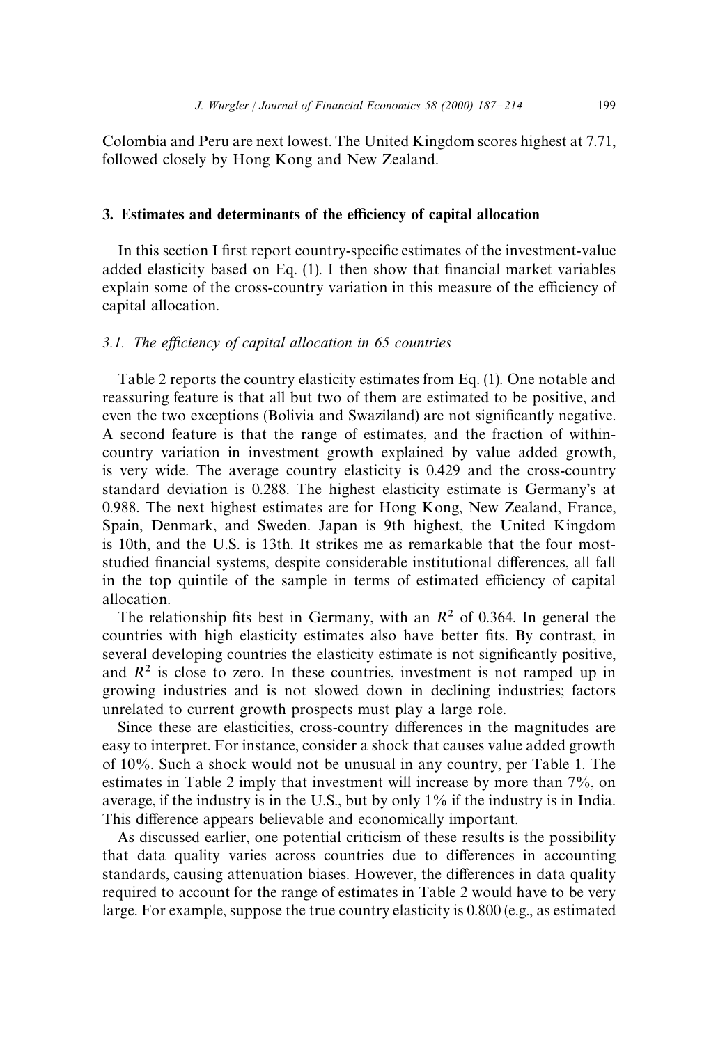Colombia and Peru are next lowest. The United Kingdom scores highest at 7.71, followed closely by Hong Kong and New Zealand.

## 3. Estimates and determinants of the efficiency of capital allocation

In this section I first report country-specific estimates of the investment-value added elasticity based on Eq. (1). I then show that financial market variables explain some of the cross-country variation in this measure of the efficiency of capital allocation.

### *3.1. The efficiency of capital allocation in 65 countries*

Table 2 reports the country elasticity estimates from Eq. (1). One notable and reassuring feature is that all but two of them are estimated to be positive, and even the two exceptions (Bolivia and Swaziland) are not significantly negative. A second feature is that the range of estimates, and the fraction of within-country variation in investment growth explained by value added growth, is very wide. The average country elasticity is 0.429 and the cross-country standard deviation is 0.288. The highest elasticity estimate is Germany's at 0.988. The next highest estimates are for Hong Kong, New Zealand, France, Spain, Denmark, and Sweden. Japan is 9th highest, the United Kingdom is 10th, and the U.S. is 13th. It strikes me as remarkable that the four most-studied financial systems, despite considerable institutional differences, all fall in the top quintile of the sample in terms of estimated efficiency of capital allocation.

The relationship fits best in Germany, with an $R^2$ of 0.364. In general the countries with high elasticity estimates also have better fits. By contrast, in several developing countries the elasticity estimate is not significantly positive, and $R^2$ is close to zero. In these countries, investment is not ramped up in growing industries and is not slowed down in declining industries; factors unrelated to current growth prospects must play a large role.

Since these are elasticities, cross-country differences in the magnitudes are easy to interpret. For instance, consider a shock that causes value added growth of 10%. Such a shock would not be unusual in any country, per Table 1. The estimates in Table 2 imply that investment will increase by more than 7%, on average, if the industry is in the U.S., but by only 1% if the industry is in India. This difference appears believable and economically important.

As discussed earlier, one potential criticism of these results is the possibility that data quality varies across countries due to differences in accounting standards, causing attenuation biases. However, the differences in data quality required to account for the range of estimates in Table 2 would have to be very large. For example, suppose the true country elasticity is 0.800 (e.g., as estimated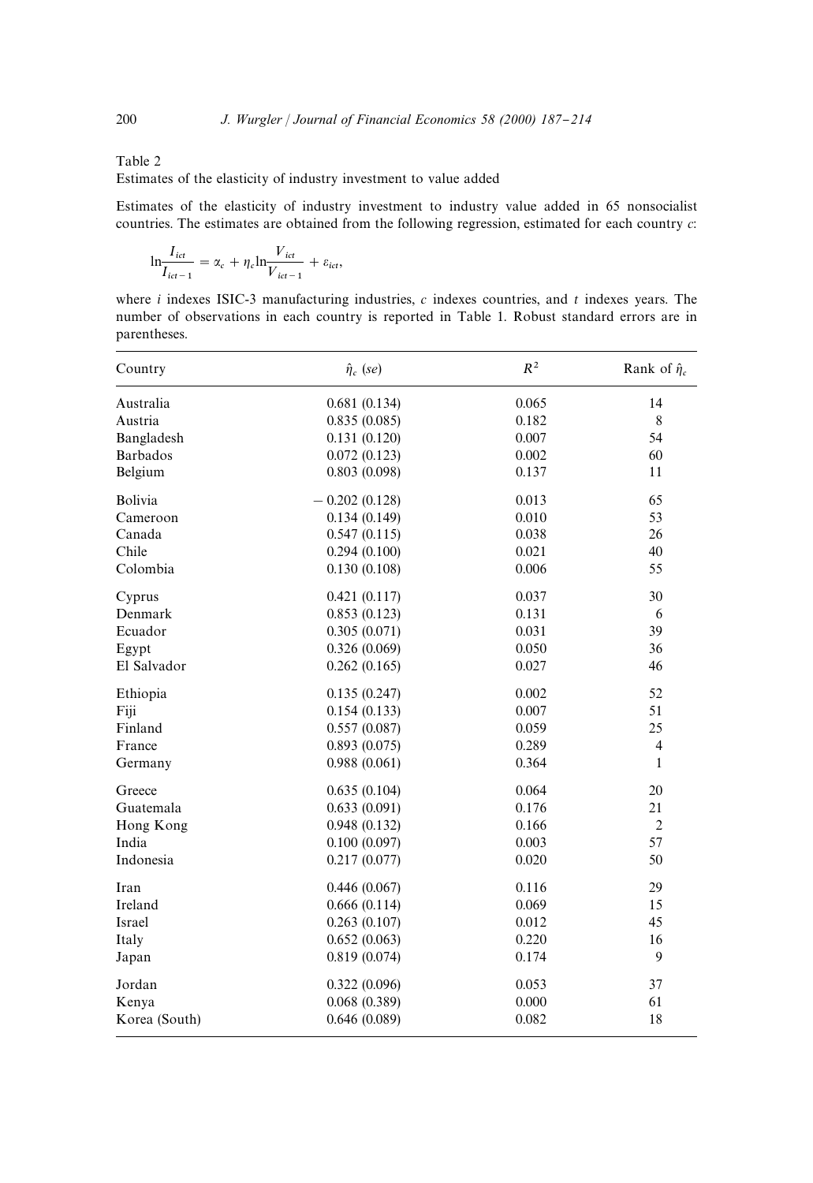Table 2

Estimates of the elasticity of industry investment to value added

Estimates of the elasticity of industry investment to industry value added in 65 nonsocialist countries. The estimates are obtained from the following regression, estimated for each country $c$:

$$\ln \frac{I_{ict}}{I_{ict-1}} = \alpha_c + \eta_c \ln \frac{V_{ict}}{V_{ict-1}} + \varepsilon_{ict},$$

where $i$ indexes ISIC-3 manufacturing industries, $c$ indexes countries, and $t$ indexes years. The number of observations in each country is reported in Table 1. Robust standard errors are in parentheses.

| Country | $\hat{\eta}_c$ $(se)$ | $R^2$ | Rank of $\hat{\eta}_c$ |
|---|---|---|---|
| Australia | 0.681 (0.134) | 0.065 | 14 |
| Austria | 0.835 (0.085) | 0.182 | 8 |
| Bangladesh | 0.131 (0.120) | 0.007 | 54 |
| Barbados | 0.072 (0.123) | 0.002 | 60 |
| Belgium | 0.803 (0.098) | 0.137 | 11 |
| Bolivia | − 0.202 (0.128) | 0.013 | 65 |
| Cameroon | 0.134 (0.149) | 0.010 | 53 |
| Canada | 0.547 (0.115) | 0.038 | 26 |
| Chile | 0.294 (0.100) | 0.021 | 40 |
| Colombia | 0.130 (0.108) | 0.006 | 55 |
| Cyprus | 0.421 (0.117) | 0.037 | 30 |
| Denmark | 0.853 (0.123) | 0.131 | 6 |
| Ecuador | 0.305 (0.071) | 0.031 | 39 |
| Egypt | 0.326 (0.069) | 0.050 | 36 |
| El Salvador | 0.262 (0.165) | 0.027 | 46 |
| Ethiopia | 0.135 (0.247) | 0.002 | 52 |
| Fiji | 0.154 (0.133) | 0.007 | 51 |
| Finland | 0.557 (0.087) | 0.059 | 25 |
| France | 0.893 (0.075) | 0.289 | 4 |
| Germany | 0.988 (0.061) | 0.364 | 1 |
| Greece | 0.635 (0.104) | 0.064 | 20 |
| Guatemala | 0.633 (0.091) | 0.176 | 21 |
| Hong Kong | 0.948 (0.132) | 0.166 | 2 |
| India | 0.100 (0.097) | 0.003 | 57 |
| Indonesia | 0.217 (0.077) | 0.020 | 50 |
| Iran | 0.446 (0.067) | 0.116 | 29 |
| Ireland | 0.666 (0.114) | 0.069 | 15 |
| Israel | 0.263 (0.107) | 0.012 | 45 |
| Italy | 0.652 (0.063) | 0.220 | 16 |
| Japan | 0.819 (0.074) | 0.174 | 9 |
| Jordan | 0.322 (0.096) | 0.053 | 37 |
| Kenya | 0.068 (0.389) | 0.000 | 61 |
| Korea (South) | 0.646 (0.089) | 0.082 | 18 |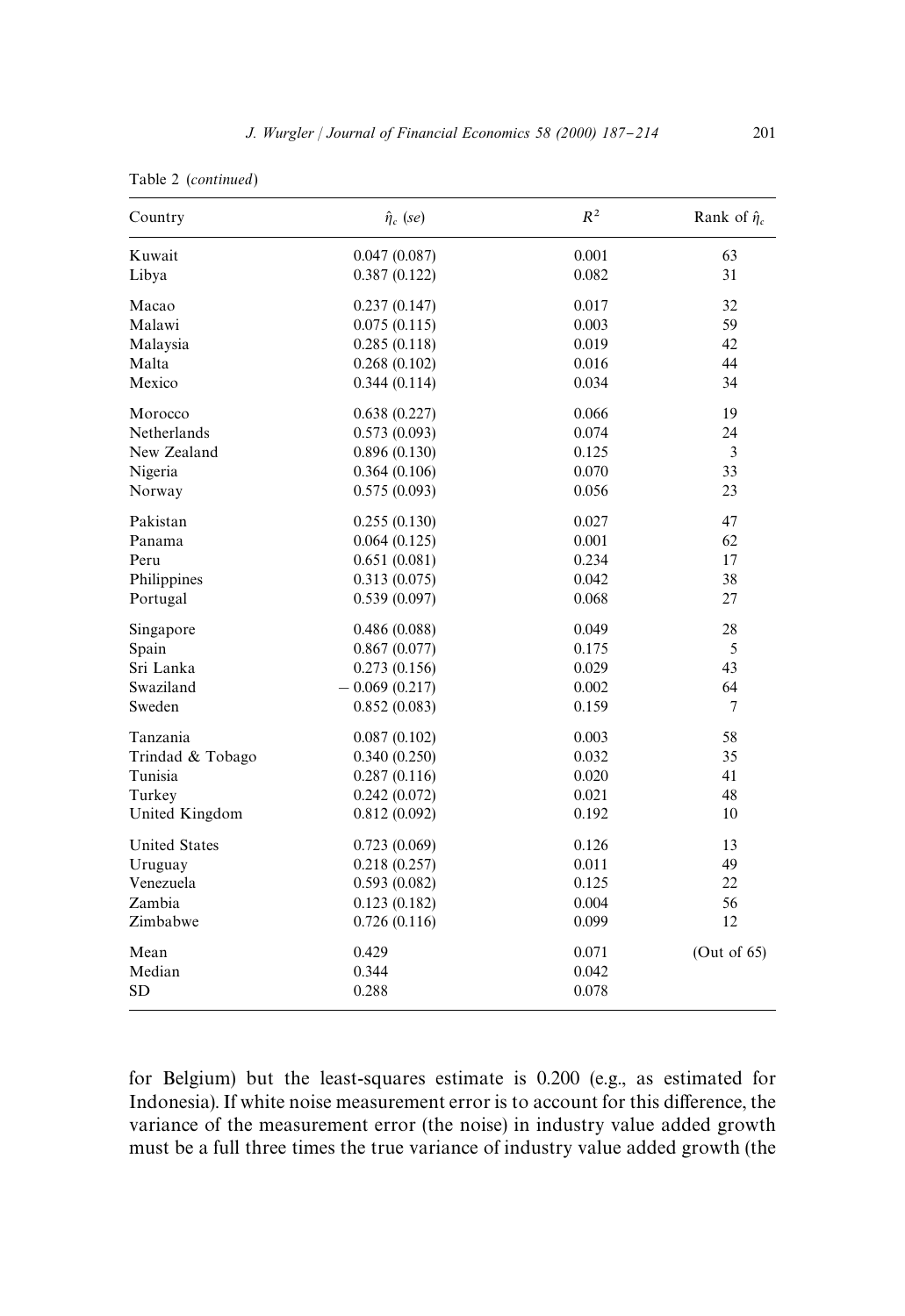Table 2 (*continued*)

| Country | $\hat{\eta}_c$ (*se*) | $R^2$ | Rank of $\hat{\eta}_c$ |
|---|---|---|---|
| Kuwait | 0.047 (0.087) | 0.001 | 63 |
| Libya | 0.387 (0.122) | 0.082 | 31 |
| Macao | 0.237 (0.147) | 0.017 | 32 |
| Malawi | 0.075 (0.115) | 0.003 | 59 |
| Malaysia | 0.285 (0.118) | 0.019 | 42 |
| Malta | 0.268 (0.102) | 0.016 | 44 |
| Mexico | 0.344 (0.114) | 0.034 | 34 |
| Morocco | 0.638 (0.227) | 0.066 | 19 |
| Netherlands | 0.573 (0.093) | 0.074 | 24 |
| New Zealand | 0.896 (0.130) | 0.125 | 3 |
| Nigeria | 0.364 (0.106) | 0.070 | 33 |
| Norway | 0.575 (0.093) | 0.056 | 23 |
| Pakistan | 0.255 (0.130) | 0.027 | 47 |
| Panama | 0.064 (0.125) | 0.001 | 62 |
| Peru | 0.651 (0.081) | 0.234 | 17 |
| Philippines | 0.313 (0.075) | 0.042 | 38 |
| Portugal | 0.539 (0.097) | 0.068 | 27 |
| Singapore | 0.486 (0.088) | 0.049 | 28 |
| Spain | 0.867 (0.077) | 0.175 | 5 |
| Sri Lanka | 0.273 (0.156) | 0.029 | 43 |
| Swaziland | −0.069 (0.217) | 0.002 | 64 |
| Sweden | 0.852 (0.083) | 0.159 | 7 |
| Tanzania | 0.087 (0.102) | 0.003 | 58 |
| Trindad & Tobago | 0.340 (0.250) | 0.032 | 35 |
| Tunisia | 0.287 (0.116) | 0.020 | 41 |
| Turkey | 0.242 (0.072) | 0.021 | 48 |
| United Kingdom | 0.812 (0.092) | 0.192 | 10 |
| United States | 0.723 (0.069) | 0.126 | 13 |
| Uruguay | 0.218 (0.257) | 0.011 | 49 |
| Venezuela | 0.593 (0.082) | 0.125 | 22 |
| Zambia | 0.123 (0.182) | 0.004 | 56 |
| Zimbabwe | 0.726 (0.116) | 0.099 | 12 |
| Mean | 0.429 | 0.071 | (Out of 65) |
| Median | 0.344 | 0.042 | |
| SD | 0.288 | 0.078 | |

for Belgium) but the least-squares estimate is 0.200 (e.g., as estimated for Indonesia). If white noise measurement error is to account for this difference, the variance of the measurement error (the noise) in industry value added growth must be a full three times the true variance of industry value added growth (the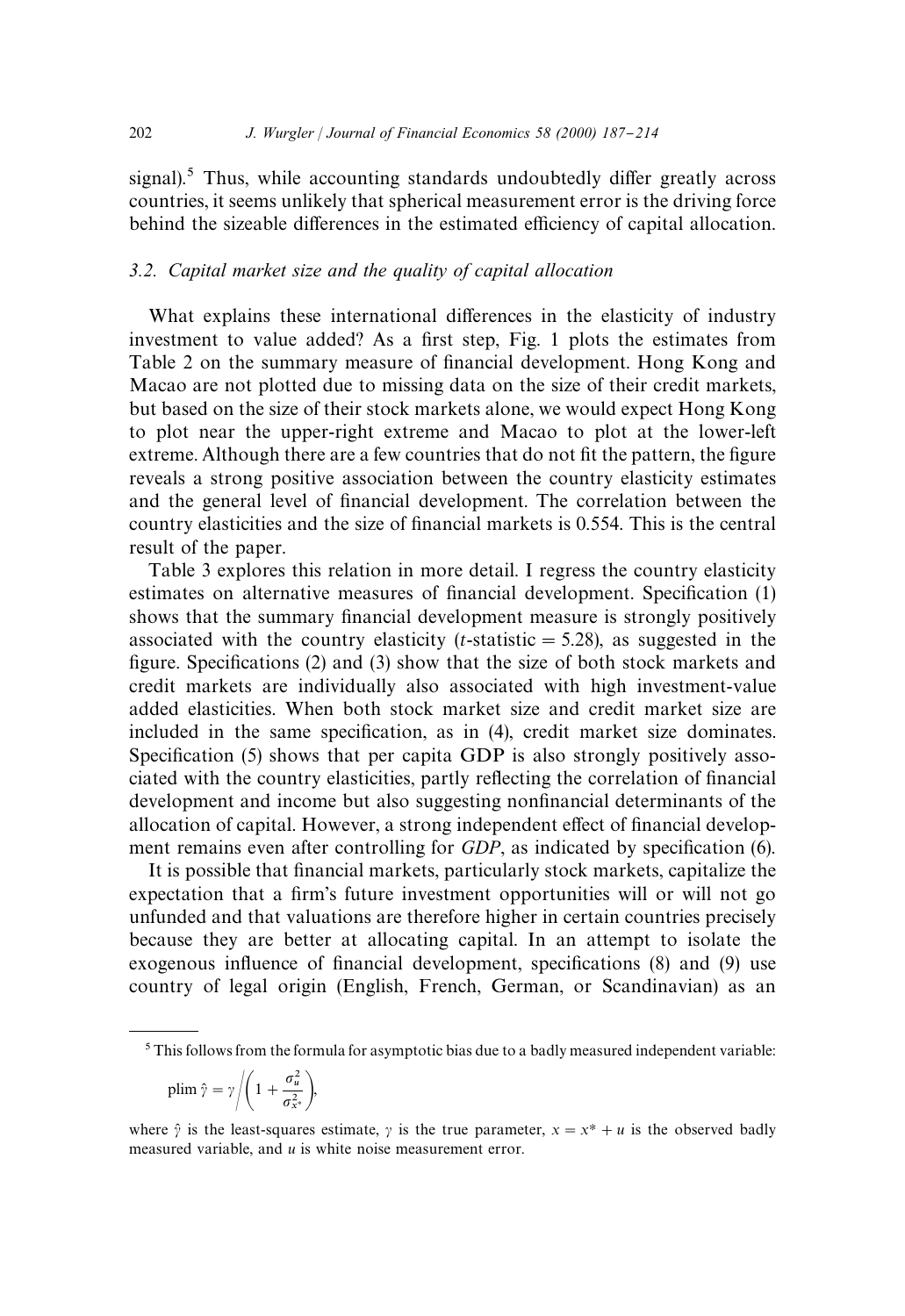signal).[5] Thus, while accounting standards undoubtedly differ greatly across countries, it seems unlikely that spherical measurement error is the driving force behind the sizeable differences in the estimated efficiency of capital allocation.

### 3.2. Capital market size and the quality of capital allocation

What explains these international differences in the elasticity of industry investment to value added? As a first step, Fig. 1 plots the estimates from Table 2 on the summary measure of financial development. Hong Kong and Macao are not plotted due to missing data on the size of their credit markets, but based on the size of their stock markets alone, we would expect Hong Kong to plot near the upper-right extreme and Macao to plot at the lower-left extreme. Although there are a few countries that do not fit the pattern, the figure reveals a strong positive association between the country elasticity estimates and the general level of financial development. The correlation between the country elasticities and the size of financial markets is 0.554. This is the central result of the paper.

Table 3 explores this relation in more detail. I regress the country elasticity estimates on alternative measures of financial development. Specification (1) shows that the summary financial development measure is strongly positively associated with the country elasticity ($t$-statistic = 5.28), as suggested in the figure. Specifications (2) and (3) show that the size of both stock markets and credit markets are individually also associated with high investment-value added elasticities. When both stock market size and credit market size are included in the same specification, as in (4), credit market size dominates. Specification (5) shows that per capita GDP is also strongly positively associated with the country elasticities, partly reflecting the correlation of financial development and income but also suggesting nonfinancial determinants of the allocation of capital. However, a strong independent effect of financial development remains even after controlling for *GDP*, as indicated by specification (6).

It is possible that financial markets, particularly stock markets, capitalize the expectation that a firm's future investment opportunities will or will not go unfunded and that valuations are therefore higher in certain countries precisely because they are better at allocating capital. In an attempt to isolate the exogenous influence of financial development, specifications (8) and (9) use country of legal origin (English, French, German, or Scandinavian) as an

---

[5] This follows from the formula for asymptotic bias due to a badly measured independent variable:

$$\text{plim}\,\hat{\gamma} = \gamma \Big/ \left(1 + \frac{\sigma_u^2}{\sigma_{x^*}^2}\right),$$

where $\hat{\gamma}$ is the least-squares estimate, $\gamma$ is the true parameter, $x = x^* + u$ is the observed badly measured variable, and $u$ is white noise measurement error.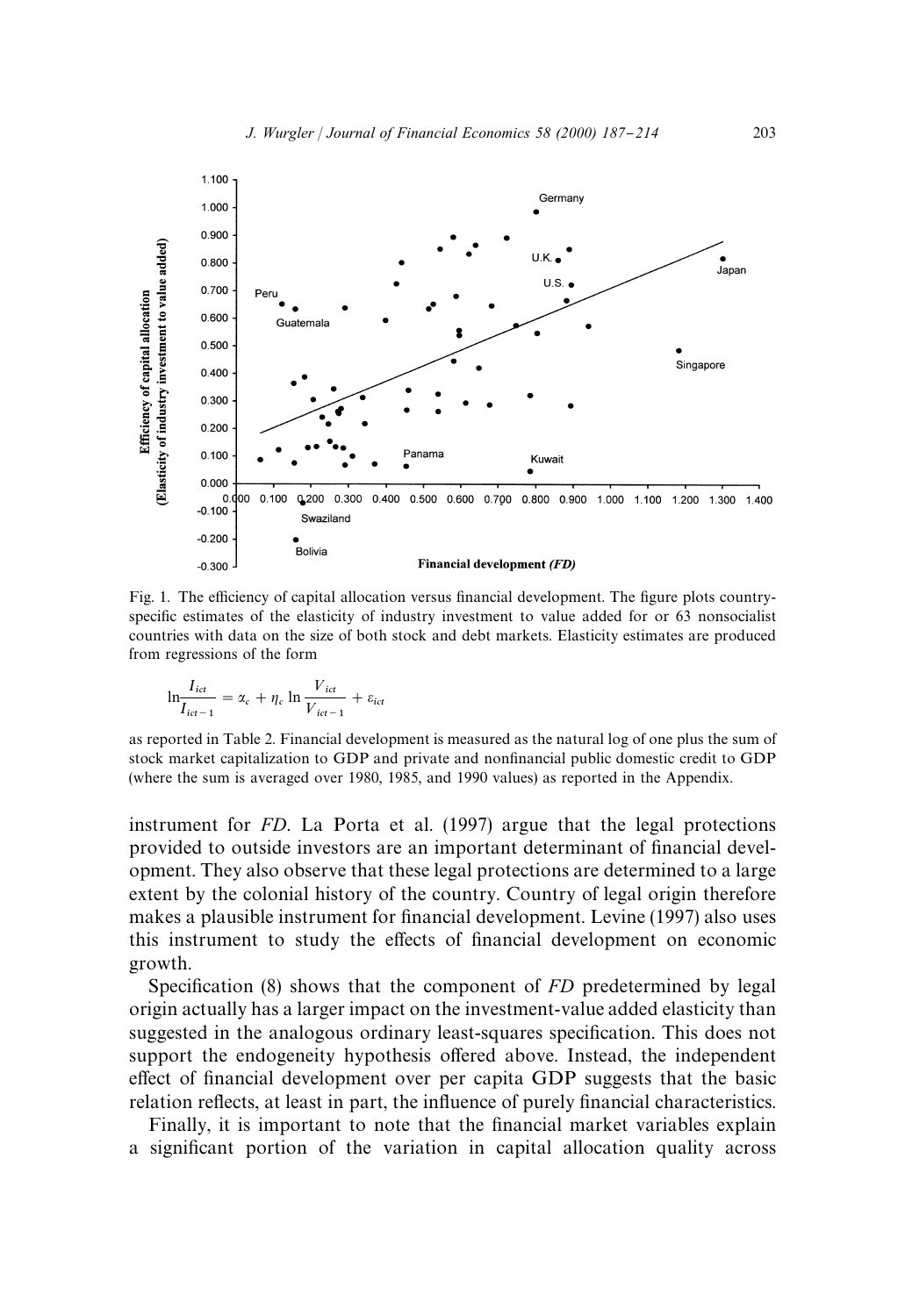Fig. 1. The efficiency of capital allocation versus financial development. The figure plots country-specific estimates of the elasticity of industry investment to value added for or 63 nonsocialist countries with data on the size of both stock and debt markets. Elasticity estimates are produced from regressions of the form

$$\ln \frac{I_{ict}}{I_{ict-1}} = \alpha_c + \eta_c \ln \frac{V_{ict}}{V_{ict-1}} + \varepsilon_{ict}$$

as reported in Table 2. Financial development is measured as the natural log of one plus the sum of stock market capitalization to GDP and private and nonfinancial public domestic credit to GDP (where the sum is averaged over 1980, 1985, and 1990 values) as reported in the Appendix.

instrument for *FD*. La Porta et al. (1997) argue that the legal protections provided to outside investors are an important determinant of financial development. They also observe that these legal protections are determined to a large extent by the colonial history of the country. Country of legal origin therefore makes a plausible instrument for financial development. Levine (1997) also uses this instrument to study the effects of financial development on economic growth.

Specification (8) shows that the component of *FD* predetermined by legal origin actually has a larger impact on the investment-value added elasticity than suggested in the analogous ordinary least-squares specification. This does not support the endogeneity hypothesis offered above. Instead, the independent effect of financial development over per capita GDP suggests that the basic relation reflects, at least in part, the influence of purely financial characteristics.

Finally, it is important to note that the financial market variables explain a significant portion of the variation in capital allocation quality across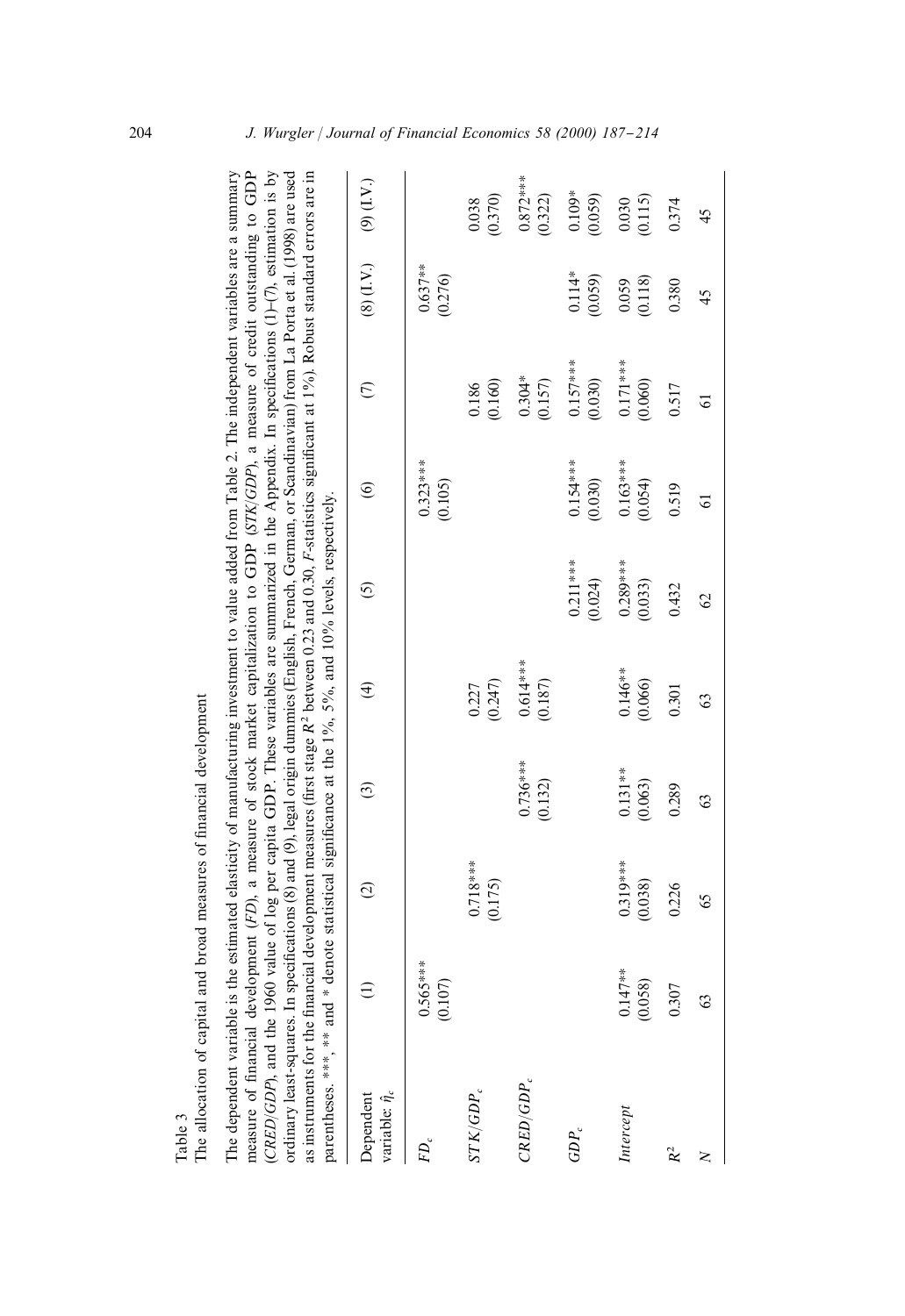Table 3

The allocation of capital and broad measures of financial development

The dependent variable is the estimated elasticity of manufacturing investment to value added from Table 2. The independent variables are a summary measure of financial development (*FD*), a measure of stock market capitalization to GDP (*STK/GDP*), a measure of credit outstanding to GDP (*CRED/GDP*), and the 1960 value of log per capita GDP. These variables are summarized in the Appendix. In specifications (1)–(7), estimation is by ordinary least-squares. In specifications (8) and (9), legal origin dummies (English, French, German, or Scandinavian) from La Porta et al. (1998) are used as instruments for the financial development measures (first stage $R^2$ between 0.23 and 0.30, $F$-statistics significant at 1%). Robust standard errors are in parentheses. ***, ** and * denote statistical significance at the 1%, 5%, and 10% levels, respectively.

| Dependent variable: $\hat{\eta}_c$ | (1) | (2) | (3) | (4) | (5) | (6) | (7) | (8) (I.V.) | (9) (I.V.) |
|---|---|---|---|---|---|---|---|---|---|
| $FD_c$ | 0.565*** | | | | | 0.323*** | | 0.637** | |
| | (0.107) | | | | | (0.105) | | (0.276) | |
| $STK/GDP_c$ | | 0.718*** | | 0.227 | | | 0.186 | | 0.038 |
| | | (0.175) | | (0.247) | | | (0.160) | | (0.370) |
| $CRED/GDP_c$ | | | 0.736*** | 0.614*** | | | 0.304* | | 0.872*** |
| | | | (0.132) | (0.187) | | | (0.157) | | (0.322) |
| $GDP_c$ | | | | | 0.211*** | 0.154*** | 0.157*** | 0.114* | 0.109* |
| | | | | | (0.024) | (0.030) | (0.030) | (0.059) | (0.059) |
| *Intercept* | 0.147** | 0.319*** | 0.131** | 0.146** | 0.289*** | 0.163*** | 0.171*** | 0.059 | 0.030 |
| | (0.058) | (0.038) | (0.063) | (0.066) | (0.033) | (0.054) | (0.060) | (0.118) | (0.115) |
| $R^2$ | 0.307 | 0.226 | 0.289 | 0.301 | 0.432 | 0.519 | 0.517 | 0.380 | 0.374 |
| $N$ | 63 | 65 | 63 | 63 | 62 | 61 | 61 | 45 | 45 |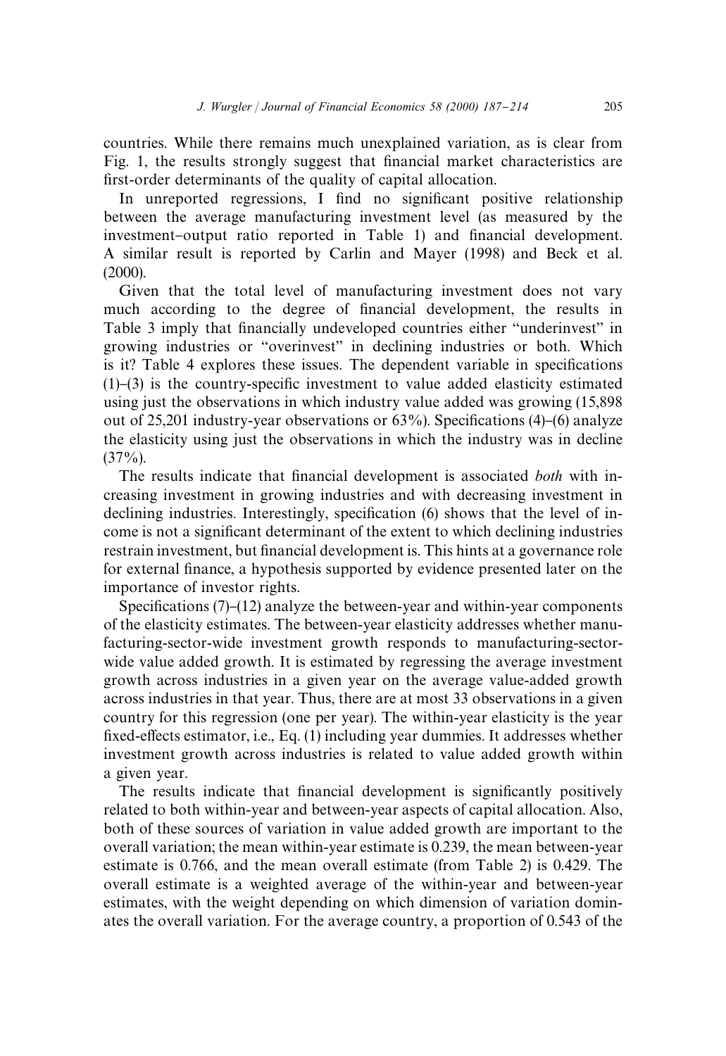countries. While there remains much unexplained variation, as is clear from Fig. 1, the results strongly suggest that financial market characteristics are first-order determinants of the quality of capital allocation.

In unreported regressions, I find no significant positive relationship between the average manufacturing investment level (as measured by the investment–output ratio reported in Table 1) and financial development. A similar result is reported by Carlin and Mayer (1998) and Beck et al. (2000).

Given that the total level of manufacturing investment does not vary much according to the degree of financial development, the results in Table 3 imply that financially undeveloped countries either "underinvest" in growing industries or "overinvest" in declining industries or both. Which is it? Table 4 explores these issues. The dependent variable in specifications (1)–(3) is the country-specific investment to value added elasticity estimated using just the observations in which industry value added was growing (15,898 out of 25,201 industry-year observations or 63%). Specifications (4)–(6) analyze the elasticity using just the observations in which the industry was in decline (37%).

The results indicate that financial development is associated *both* with increasing investment in growing industries and with decreasing investment in declining industries. Interestingly, specification (6) shows that the level of income is not a significant determinant of the extent to which declining industries restrain investment, but financial development is. This hints at a governance role for external finance, a hypothesis supported by evidence presented later on the importance of investor rights.

Specifications (7)–(12) analyze the between-year and within-year components of the elasticity estimates. The between-year elasticity addresses whether manufacturing-sector-wide investment growth responds to manufacturing-sector-wide value added growth. It is estimated by regressing the average investment growth across industries in a given year on the average value-added growth across industries in that year. Thus, there are at most 33 observations in a given country for this regression (one per year). The within-year elasticity is the year fixed-effects estimator, i.e., Eq. (1) including year dummies. It addresses whether investment growth across industries is related to value added growth within a given year.

The results indicate that financial development is significantly positively related to both within-year and between-year aspects of capital allocation. Also, both of these sources of variation in value added growth are important to the overall variation; the mean within-year estimate is 0.239, the mean between-year estimate is 0.766, and the mean overall estimate (from Table 2) is 0.429. The overall estimate is a weighted average of the within-year and between-year estimates, with the weight depending on which dimension of variation dominates the overall variation. For the average country, a proportion of 0.543 of the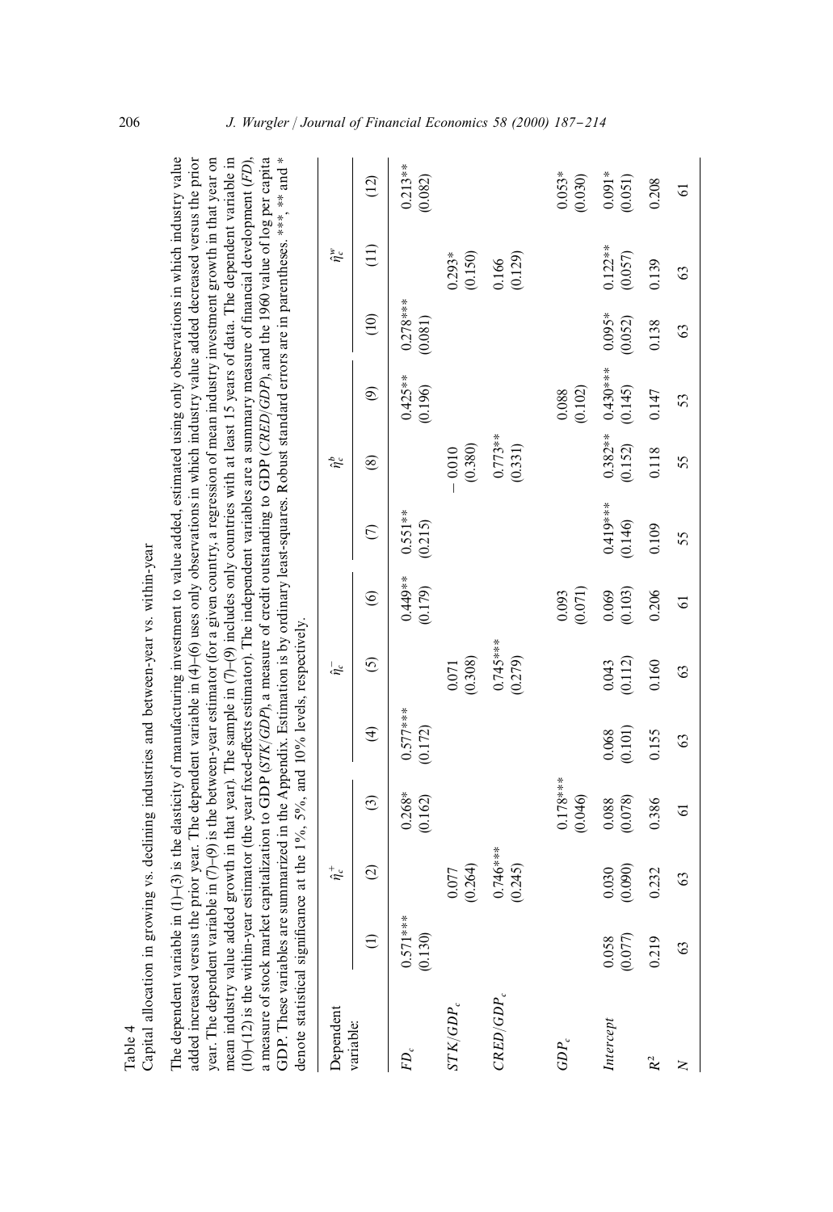Table 4

Capital allocation in growing vs. declining industries and between-year vs. within-year

The dependent variable in (1)–(3) is the elasticity of manufacturing investment to value added, estimated using only observations in which industry value added increased versus the prior year. The dependent variable in (4)–(6) uses only observations in which industry value added decreased versus the prior year. The dependent variable in (7)–(9) is the between-year estimator (for a given country, a regression of mean industry investment growth in that year on mean industry value added growth in that year). The sample in (7)–(9) includes only countries with at least 15 years of data. The dependent variable in (10)–(12) is the within-year estimator (the year fixed-effects estimator). The independent variables are a summary measure of financial development ($FD$), a measure of stock market capitalization to GDP ($STK/GDP$), a measure of credit outstanding to GDP ($CRED/GDP$), and the 1960 value of log per capita GDP. These variables are summarized in the Appendix. Estimation is by ordinary least-squares. Robust standard errors are in parentheses. ***, ** and * denote statistical significance at the 1%, 5%, and 10% levels, respectively.

| Dependent variable: | $\hat{\eta}_c^+$ | | | $\hat{\eta}_c^-$ | | | $\hat{\eta}_c^b$ | | | $\hat{\eta}_c^w$ | | |
|---|---|---|---|---|---|---|---|---|---|---|---|---|
| | (1) | (2) | (3) | (4) | (5) | (6) | (7) | (8) | (9) | (10) | (11) | (12) |
| $FD_c$ | 0.571*** | | 0.268* | 0.577*** | | 0.449** | 0.551** | | 0.425** | 0.278*** | | 0.213** |
| | (0.130) | | (0.162) | (0.172) | | (0.179) | (0.215) | | (0.196) | (0.081) | | (0.082) |
| $STK/GDP_c$ | | 0.077 | | | 0.071 | | | −0.010 | | | 0.293* | |
| | | (0.264) | | | (0.308) | | | (0.380) | | | (0.150) | |
| $CRED/GDP_c$ | | 0.746*** | | | 0.745*** | | | 0.773** | | | 0.166 | |
| | | (0.245) | | | (0.279) | | | (0.331) | | | (0.129) | |
| $GDP_c$ | | | 0.178*** | | | 0.093 | | | 0.088 | | | 0.053* |
| | | | (0.046) | | | (0.071) | | | (0.102) | | | (0.030) |
| $Intercept$ | 0.058 | 0.030 | 0.088 | 0.068 | 0.043 | 0.069 | 0.419*** | 0.382** | 0.430*** | 0.095* | 0.122** | 0.091* |
| | (0.077) | (0.090) | (0.078) | (0.101) | (0.112) | (0.103) | (0.146) | (0.152) | (0.145) | (0.052) | (0.057) | (0.051) |
| $R^2$ | 0.219 | 0.232 | 0.386 | 0.155 | 0.160 | 0.206 | 0.109 | 0.118 | 0.147 | 0.138 | 0.139 | 0.208 |
| $N$ | 63 | 63 | 61 | 63 | 63 | 61 | 55 | 55 | 53 | 63 | 63 | 61 |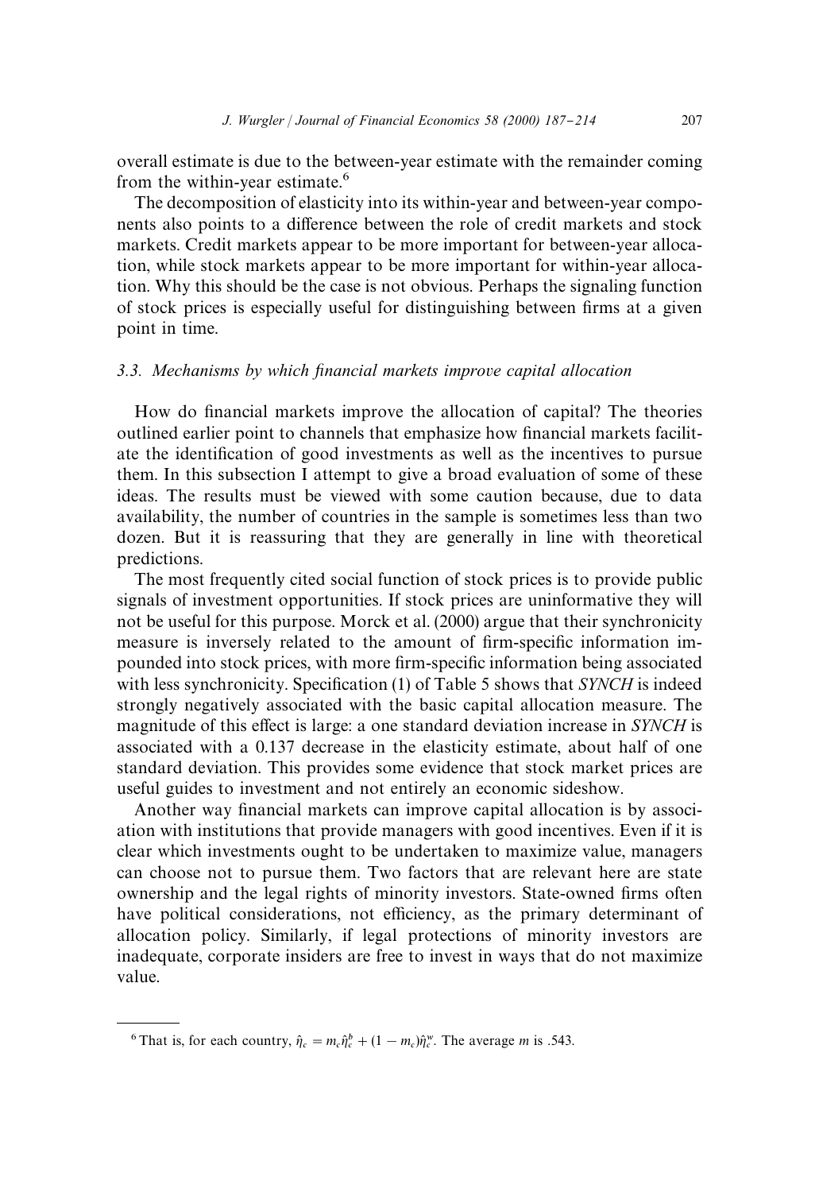overall estimate is due to the between-year estimate with the remainder coming from the within-year estimate.[6]

The decomposition of elasticity into its within-year and between-year components also points to a difference between the role of credit markets and stock markets. Credit markets appear to be more important for between-year allocation, while stock markets appear to be more important for within-year allocation. Why this should be the case is not obvious. Perhaps the signaling function of stock prices is especially useful for distinguishing between firms at a given point in time.

### 3.3. Mechanisms by which financial markets improve capital allocation

How do financial markets improve the allocation of capital? The theories outlined earlier point to channels that emphasize how financial markets facilitate the identification of good investments as well as the incentives to pursue them. In this subsection I attempt to give a broad evaluation of some of these ideas. The results must be viewed with some caution because, due to data availability, the number of countries in the sample is sometimes less than two dozen. But it is reassuring that they are generally in line with theoretical predictions.

The most frequently cited social function of stock prices is to provide public signals of investment opportunities. If stock prices are uninformative they will not be useful for this purpose. Morck et al. (2000) argue that their synchronicity measure is inversely related to the amount of firm-specific information impounded into stock prices, with more firm-specific information being associated with less synchronicity. Specification (1) of Table 5 shows that *SYNCH* is indeed strongly negatively associated with the basic capital allocation measure. The magnitude of this effect is large: a one standard deviation increase in *SYNCH* is associated with a 0.137 decrease in the elasticity estimate, about half of one standard deviation. This provides some evidence that stock market prices are useful guides to investment and not entirely an economic sideshow.

Another way financial markets can improve capital allocation is by association with institutions that provide managers with good incentives. Even if it is clear which investments ought to be undertaken to maximize value, managers can choose not to pursue them. Two factors that are relevant here are state ownership and the legal rights of minority investors. State-owned firms often have political considerations, not efficiency, as the primary determinant of allocation policy. Similarly, if legal protections of minority investors are inadequate, corporate insiders are free to invest in ways that do not maximize value.

---

[6] That is, for each country, $\hat{\eta}_c = m_c \hat{\eta}_c^b + (1 - m_c)\hat{\eta}_c^w$. The average $m$ is .543.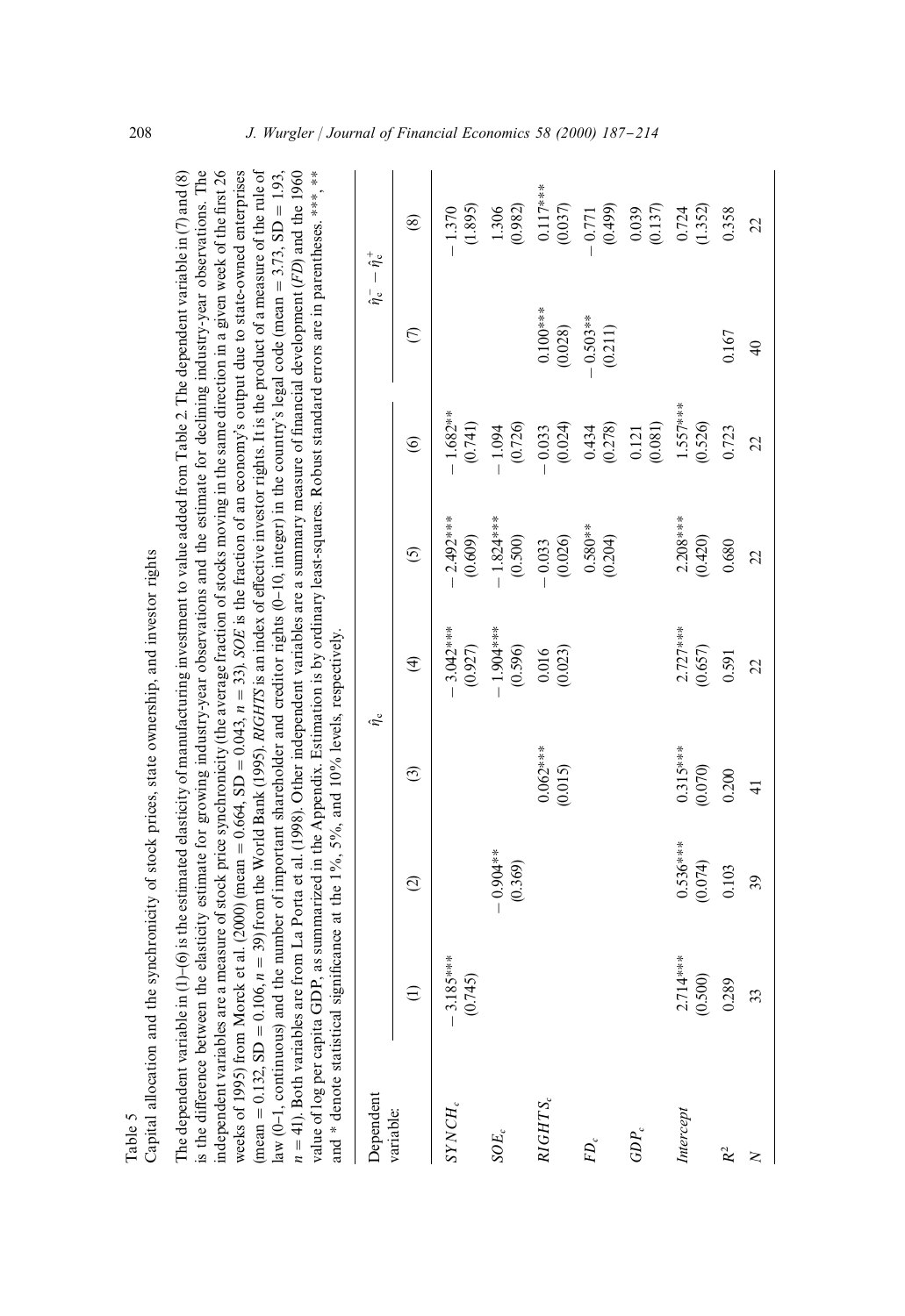Table 5

Capital allocation and the synchronicity of stock prices, state ownership, and investor rights

The dependent variable in (1)–(6) is the estimated elasticity of manufacturing investment to value added from Table 2. The dependent variable in (7) and (8) is the difference between the elasticity estimate for growing industry-year observations and the estimate for declining industry-year observations. The independent variables are a measure of stock price synchronicity (the average fraction of stocks moving in the same direction in a given week of the first 26 weeks of 1995) from Morck et al. (2000) (mean = 0.664, SD = 0.043, $n = 33$). *SOE* is the fraction of an economy's output due to state-owned enterprises (mean = 0.132, SD = 0.106, $n = 39$) from the World Bank (1995). *RIGHTS* is an index of effective investor rights. It is the product of a measure of the rule of law (0–1, continuous) and the number of important shareholder and creditor rights (0–10, integer) in the country's legal code (mean = 3.73, SD = 1.93, $n = 41$). Both variables are from La Porta et al. (1998). Other independent variables are a summary measure of financial development (*FD*) and the 1960 value of log per capita GDP, as summarized in the Appendix. Estimation is by ordinary least-squares. Robust standard errors are in parentheses. \*\*\*, \*\* and \* denote statistical significance at the 1%, 5%, and 10% levels, respectively.

| Dependent variable: | $\hat{\eta}_c$ | | | | | | $\hat{\eta}_c^- - \hat{\eta}_c^+$ | |
|---|---|---|---|---|---|---|---|---|
| | (1) | (2) | (3) | (4) | (5) | (6) | (7) | (8) |
| $SYNCH_c$ | − 3.185\*\*\* | | | − 3.042\*\*\* | − 2.492\*\*\* | − 1.682\*\* | | − 1.370 |
| | (0.745) | | | (0.927) | (0.609) | (0.741) | | (1.895) |
| $SOE_c$ | | − 0.904\*\* | | − 1.904\*\*\* | − 1.824\*\*\* | − 1.094 | | 1.306 |
| | | (0.369) | | (0.596) | (0.500) | (0.726) | | (0.982) |
| $RIGHTS_c$ | | | 0.062\*\*\* | 0.016 | − 0.033 | − 0.033 | 0.100\*\*\* | 0.117\*\*\* |
| | | | (0.015) | (0.023) | (0.026) | (0.024) | (0.028) | (0.037) |
| $FD_c$ | | | | | 0.580\*\* | 0.434 | − 0.503\*\* | − 0.771 |
| | | | | | (0.204) | (0.278) | (0.211) | (0.499) |
| $GDP_c$ | | | | | | 0.121 | | 0.039 |
| | | | | | | (0.081) | | (0.137) |
| *Intercept* | 2.714\*\*\* | 0.536\*\*\* | 0.315\*\*\* | 2.727\*\*\* | 2.208\*\*\* | 1.557\*\*\* | | 0.724 |
| | (0.500) | (0.074) | (0.070) | (0.657) | (0.420) | (0.526) | | (1.352) |
| $R^2$ | 0.289 | 0.103 | 0.200 | 0.591 | 0.680 | 0.723 | 0.167 | 0.358 |
| $N$ | 33 | 39 | 41 | 22 | 22 | 22 | 40 | 22 |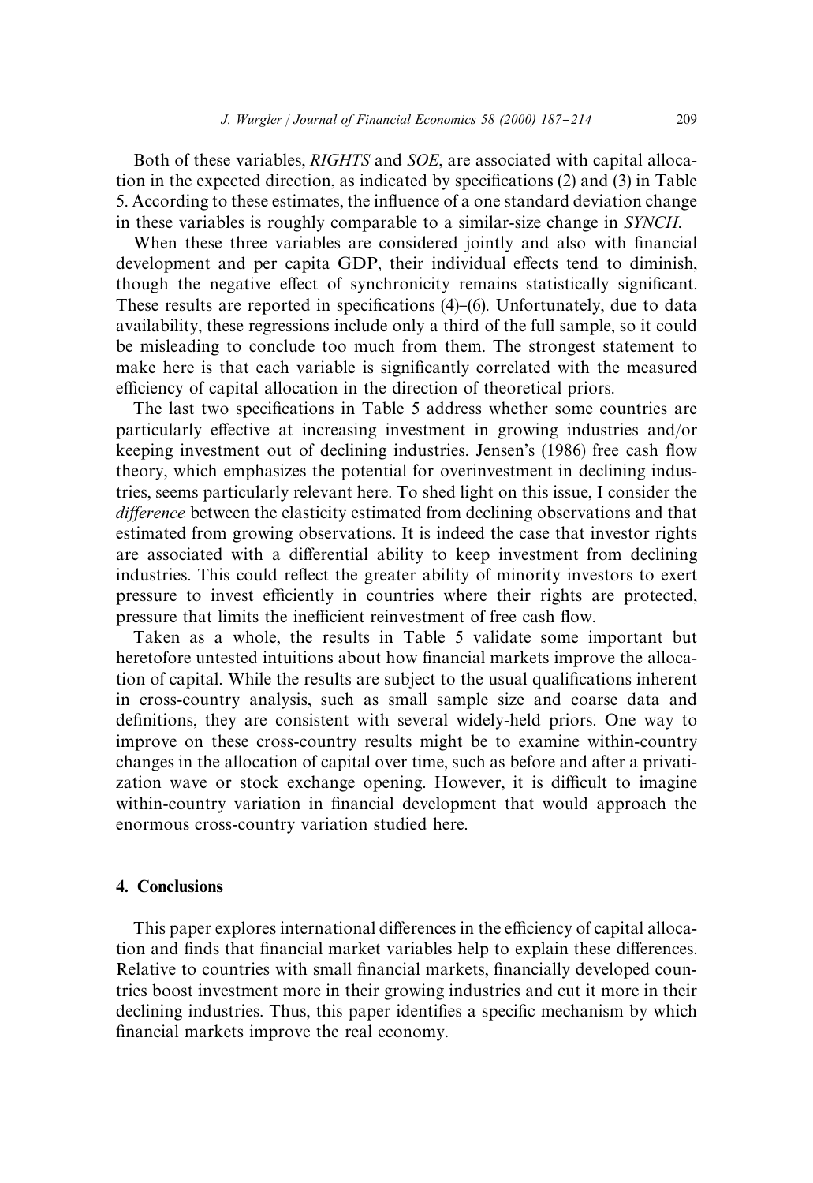Both of these variables, *RIGHTS* and *SOE*, are associated with capital allocation in the expected direction, as indicated by specifications (2) and (3) in Table 5. According to these estimates, the influence of a one standard deviation change in these variables is roughly comparable to a similar-size change in *SYNCH*.

When these three variables are considered jointly and also with financial development and per capita GDP, their individual effects tend to diminish, though the negative effect of synchronicity remains statistically significant. These results are reported in specifications (4)–(6). Unfortunately, due to data availability, these regressions include only a third of the full sample, so it could be misleading to conclude too much from them. The strongest statement to make here is that each variable is significantly correlated with the measured efficiency of capital allocation in the direction of theoretical priors.

The last two specifications in Table 5 address whether some countries are particularly effective at increasing investment in growing industries and/or keeping investment out of declining industries. Jensen's (1986) free cash flow theory, which emphasizes the potential for overinvestment in declining industries, seems particularly relevant here. To shed light on this issue, I consider the *difference* between the elasticity estimated from declining observations and that estimated from growing observations. It is indeed the case that investor rights are associated with a differential ability to keep investment from declining industries. This could reflect the greater ability of minority investors to exert pressure to invest efficiently in countries where their rights are protected, pressure that limits the inefficient reinvestment of free cash flow.

Taken as a whole, the results in Table 5 validate some important but heretofore untested intuitions about how financial markets improve the allocation of capital. While the results are subject to the usual qualifications inherent in cross-country analysis, such as small sample size and coarse data and definitions, they are consistent with several widely-held priors. One way to improve on these cross-country results might be to examine within-country changes in the allocation of capital over time, such as before and after a privatization wave or stock exchange opening. However, it is difficult to imagine within-country variation in financial development that would approach the enormous cross-country variation studied here.

## 4. Conclusions

This paper explores international differences in the efficiency of capital allocation and finds that financial market variables help to explain these differences. Relative to countries with small financial markets, financially developed countries boost investment more in their growing industries and cut it more in their declining industries. Thus, this paper identifies a specific mechanism by which financial markets improve the real economy.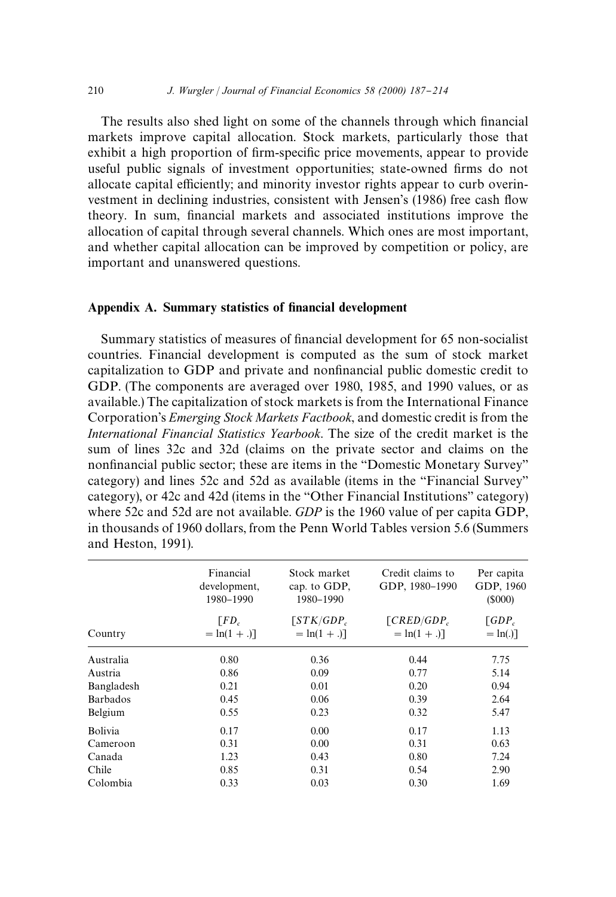The results also shed light on some of the channels through which financial markets improve capital allocation. Stock markets, particularly those that exhibit a high proportion of firm-specific price movements, appear to provide useful public signals of investment opportunities; state-owned firms do not allocate capital efficiently; and minority investor rights appear to curb overinvestment in declining industries, consistent with Jensen's (1986) free cash flow theory. In sum, financial markets and associated institutions improve the allocation of capital through several channels. Which ones are most important, and whether capital allocation can be improved by competition or policy, are important and unanswered questions.

## Appendix A. Summary statistics of financial development

Summary statistics of measures of financial development for 65 non-socialist countries. Financial development is computed as the sum of stock market capitalization to GDP and private and nonfinancial public domestic credit to GDP. (The components are averaged over 1980, 1985, and 1990 values, or as available.) The capitalization of stock markets is from the International Finance Corporation's *Emerging Stock Markets Factbook*, and domestic credit is from the *International Financial Statistics Yearbook*. The size of the credit market is the sum of lines 32c and 32d (claims on the private sector and claims on the nonfinancial public sector; these are items in the "Domestic Monetary Survey" category) and lines 52c and 52d as available (items in the "Financial Survey" category), or 42c and 42d (items in the "Other Financial Institutions" category) where 52c and 52d are not available. *GDP* is the 1960 value of per capita GDP, in thousands of 1960 dollars, from the Penn World Tables version 5.6 (Summers and Heston, 1991).

| Country | Financial development, 1980–1990 [$FD_c = \ln(1+.)$] | Stock market cap. to GDP, 1980–1990 [$STK/GDP_c = \ln(1+.)$] | Credit claims to GDP, 1980–1990 [$CRED/GDP_c = \ln(1+.)$] | Per capita GDP, 1960 ($000) [$GDP_c = \ln(.)$] |
|---|---|---|---|---|
| Australia | 0.80 | 0.36 | 0.44 | 7.75 |
| Austria | 0.86 | 0.09 | 0.77 | 5.14 |
| Bangladesh | 0.21 | 0.01 | 0.20 | 0.94 |
| Barbados | 0.45 | 0.06 | 0.39 | 2.64 |
| Belgium | 0.55 | 0.23 | 0.32 | 5.47 |
| Bolivia | 0.17 | 0.00 | 0.17 | 1.13 |
| Cameroon | 0.31 | 0.00 | 0.31 | 0.63 |
| Canada | 1.23 | 0.43 | 0.80 | 7.24 |
| Chile | 0.85 | 0.31 | 0.54 | 2.90 |
| Colombia | 0.33 | 0.03 | 0.30 | 1.69 |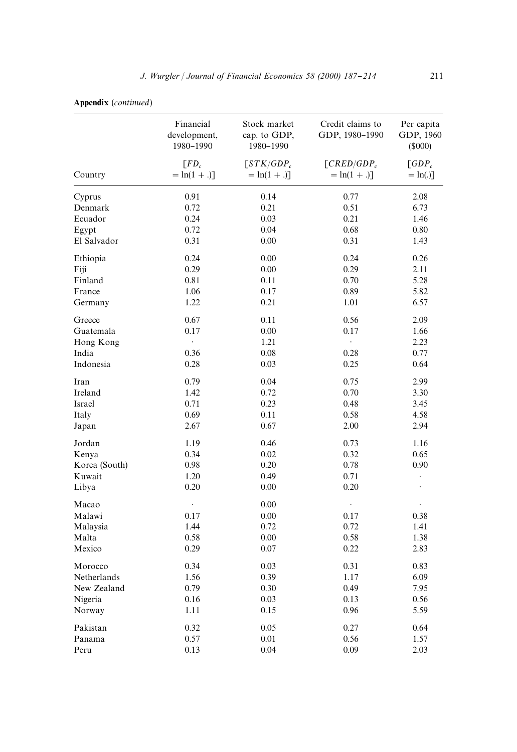**Appendix** (*continued*)

| Country | Financial development, 1980–1990 [$FD_c = \ln(1+.)$] | Stock market cap. to GDP, 1980–1990 [$STK/GDP_c = \ln(1+.)$] | Credit claims to GDP, 1980–1990 [$CRED/GDP_c = \ln(1+.)$] | Per capita GDP, 1960 ($000) [$GDP_c = \ln(.)$] |
|---|---|---|---|---|
| Cyprus | 0.91 | 0.14 | 0.77 | 2.08 |
| Denmark | 0.72 | 0.21 | 0.51 | 6.73 |
| Ecuador | 0.24 | 0.03 | 0.21 | 1.46 |
| Egypt | 0.72 | 0.04 | 0.68 | 0.80 |
| El Salvador | 0.31 | 0.00 | 0.31 | 1.43 |
| Ethiopia | 0.24 | 0.00 | 0.24 | 0.26 |
| Fiji | 0.29 | 0.00 | 0.29 | 2.11 |
| Finland | 0.81 | 0.11 | 0.70 | 5.28 |
| France | 1.06 | 0.17 | 0.89 | 5.82 |
| Germany | 1.22 | 0.21 | 1.01 | 6.57 |
| Greece | 0.67 | 0.11 | 0.56 | 2.09 |
| Guatemala | 0.17 | 0.00 | 0.17 | 1.66 |
| Hong Kong | · | 1.21 | · | 2.23 |
| India | 0.36 | 0.08 | 0.28 | 0.77 |
| Indonesia | 0.28 | 0.03 | 0.25 | 0.64 |
| Iran | 0.79 | 0.04 | 0.75 | 2.99 |
| Ireland | 1.42 | 0.72 | 0.70 | 3.30 |
| Israel | 0.71 | 0.23 | 0.48 | 3.45 |
| Italy | 0.69 | 0.11 | 0.58 | 4.58 |
| Japan | 2.67 | 0.67 | 2.00 | 2.94 |
| Jordan | 1.19 | 0.46 | 0.73 | 1.16 |
| Kenya | 0.34 | 0.02 | 0.32 | 0.65 |
| Korea (South) | 0.98 | 0.20 | 0.78 | 0.90 |
| Kuwait | 1.20 | 0.49 | 0.71 | · |
| Libya | 0.20 | 0.00 | 0.20 | · |
| Macao | · | 0.00 | · | · |
| Malawi | 0.17 | 0.00 | 0.17 | 0.38 |
| Malaysia | 1.44 | 0.72 | 0.72 | 1.41 |
| Malta | 0.58 | 0.00 | 0.58 | 1.38 |
| Mexico | 0.29 | 0.07 | 0.22 | 2.83 |
| Morocco | 0.34 | 0.03 | 0.31 | 0.83 |
| Netherlands | 1.56 | 0.39 | 1.17 | 6.09 |
| New Zealand | 0.79 | 0.30 | 0.49 | 7.95 |
| Nigeria | 0.16 | 0.03 | 0.13 | 0.56 |
| Norway | 1.11 | 0.15 | 0.96 | 5.59 |
| Pakistan | 0.32 | 0.05 | 0.27 | 0.64 |
| Panama | 0.57 | 0.01 | 0.56 | 1.57 |
| Peru | 0.13 | 0.04 | 0.09 | 2.03 |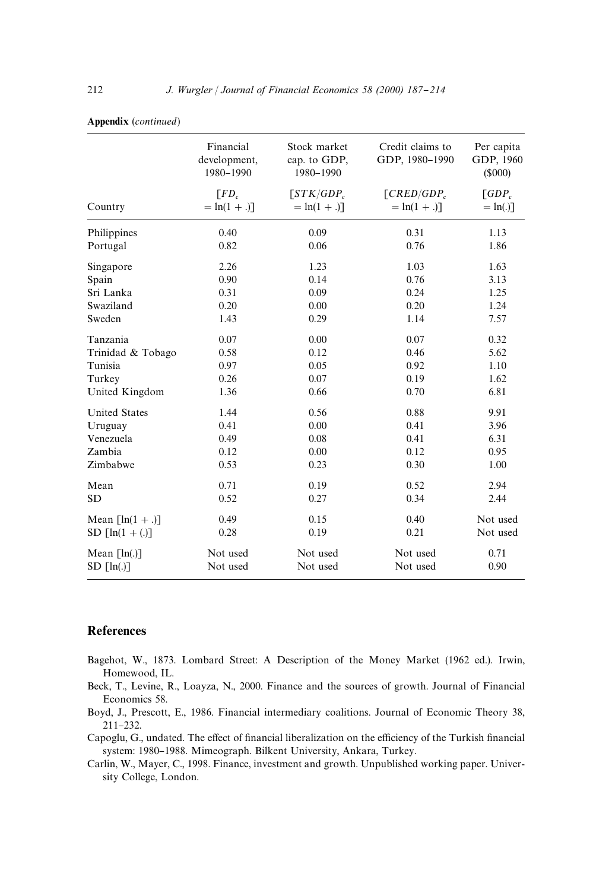**Appendix** (*continued*)

| Country | Financial development, 1980–1990 $[FD_c = \ln(1+.)]$ | Stock market cap. to GDP, 1980–1990 $[STK/GDP_c = \ln(1+.)]$ | Credit claims to GDP, 1980–1990 $[CRED/GDP_c = \ln(1+.)]$ | Per capita GDP, 1960 (\$000) $[GDP_c = \ln(.)]$ |
|---|---|---|---|---|
| Philippines | 0.40 | 0.09 | 0.31 | 1.13 |
| Portugal | 0.82 | 0.06 | 0.76 | 1.86 |
| Singapore | 2.26 | 1.23 | 1.03 | 1.63 |
| Spain | 0.90 | 0.14 | 0.76 | 3.13 |
| Sri Lanka | 0.31 | 0.09 | 0.24 | 1.25 |
| Swaziland | 0.20 | 0.00 | 0.20 | 1.24 |
| Sweden | 1.43 | 0.29 | 1.14 | 7.57 |
| Tanzania | 0.07 | 0.00 | 0.07 | 0.32 |
| Trinidad & Tobago | 0.58 | 0.12 | 0.46 | 5.62 |
| Tunisia | 0.97 | 0.05 | 0.92 | 1.10 |
| Turkey | 0.26 | 0.07 | 0.19 | 1.62 |
| United Kingdom | 1.36 | 0.66 | 0.70 | 6.81 |
| United States | 1.44 | 0.56 | 0.88 | 9.91 |
| Uruguay | 0.41 | 0.00 | 0.41 | 3.96 |
| Venezuela | 0.49 | 0.08 | 0.41 | 6.31 |
| Zambia | 0.12 | 0.00 | 0.12 | 0.95 |
| Zimbabwe | 0.53 | 0.23 | 0.30 | 1.00 |
| Mean | 0.71 | 0.19 | 0.52 | 2.94 |
| SD | 0.52 | 0.27 | 0.34 | 2.44 |
| Mean $[\ln(1+.)]$ | 0.49 | 0.15 | 0.40 | Not used |
| SD $[\ln(1+(.)]$ | 0.28 | 0.19 | 0.21 | Not used |
| Mean $[\ln(.)]$ | Not used | Not used | Not used | 0.71 |
| SD $[\ln(.)]$ | Not used | Not used | Not used | 0.90 |

## References

Bagehot, W., 1873. Lombard Street: A Description of the Money Market (1962 ed.). Irwin, Homewood, IL.

Beck, T., Levine, R., Loayza, N., 2000. Finance and the sources of growth. Journal of Financial Economics 58.

Boyd, J., Prescott, E., 1986. Financial intermediary coalitions. Journal of Economic Theory 38, 211–232.

Capoglu, G., undated. The effect of financial liberalization on the efficiency of the Turkish financial system: 1980–1988. Mimeograph. Bilkent University, Ankara, Turkey.

Carlin, W., Mayer, C., 1998. Finance, investment and growth. Unpublished working paper. University College, London.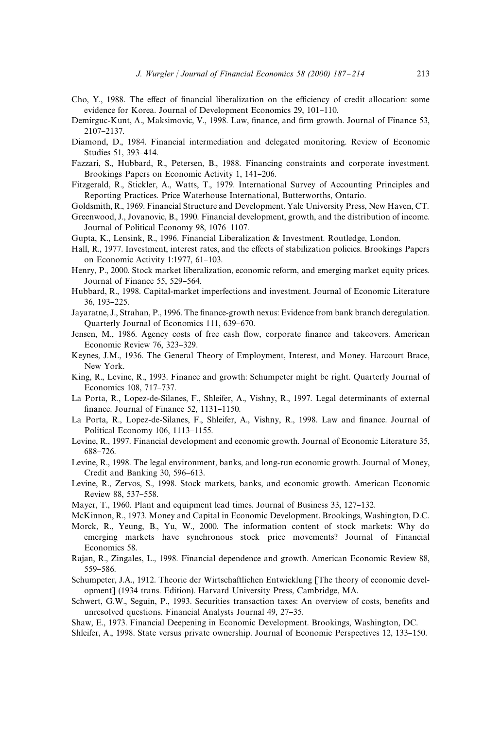Cho, Y., 1988. The effect of financial liberalization on the efficiency of credit allocation: some evidence for Korea. Journal of Development Economics 29, 101–110.

Demirguc-Kunt, A., Maksimovic, V., 1998. Law, finance, and firm growth. Journal of Finance 53, 2107–2137.

Diamond, D., 1984. Financial intermediation and delegated monitoring. Review of Economic Studies 51, 393–414.

Fazzari, S., Hubbard, R., Petersen, B., 1988. Financing constraints and corporate investment. Brookings Papers on Economic Activity 1, 141–206.

Fitzgerald, R., Stickler, A., Watts, T., 1979. International Survey of Accounting Principles and Reporting Practices. Price Waterhouse International, Butterworths, Ontario.

Goldsmith, R., 1969. Financial Structure and Development. Yale University Press, New Haven, CT.

Greenwood, J., Jovanovic, B., 1990. Financial development, growth, and the distribution of income. Journal of Political Economy 98, 1076–1107.

Gupta, K., Lensink, R., 1996. Financial Liberalization & Investment. Routledge, London.

Hall, R., 1977. Investment, interest rates, and the effects of stabilization policies. Brookings Papers on Economic Activity 1:1977, 61–103.

Henry, P., 2000. Stock market liberalization, economic reform, and emerging market equity prices. Journal of Finance 55, 529–564.

Hubbard, R., 1998. Capital-market imperfections and investment. Journal of Economic Literature 36, 193–225.

Jayaratne, J., Strahan, P., 1996. The finance-growth nexus: Evidence from bank branch deregulation. Quarterly Journal of Economics 111, 639–670.

Jensen, M., 1986. Agency costs of free cash flow, corporate finance and takeovers. American Economic Review 76, 323–329.

Keynes, J.M., 1936. The General Theory of Employment, Interest, and Money. Harcourt Brace, New York.

King, R., Levine, R., 1993. Finance and growth: Schumpeter might be right. Quarterly Journal of Economics 108, 717–737.

La Porta, R., Lopez-de-Silanes, F., Shleifer, A., Vishny, R., 1997. Legal determinants of external finance. Journal of Finance 52, 1131–1150.

La Porta, R., Lopez-de-Silanes, F., Shleifer, A., Vishny, R., 1998. Law and finance. Journal of Political Economy 106, 1113–1155.

Levine, R., 1997. Financial development and economic growth. Journal of Economic Literature 35, 688–726.

Levine, R., 1998. The legal environment, banks, and long-run economic growth. Journal of Money, Credit and Banking 30, 596–613.

Levine, R., Zervos, S., 1998. Stock markets, banks, and economic growth. American Economic Review 88, 537–558.

Mayer, T., 1960. Plant and equipment lead times. Journal of Business 33, 127–132.

McKinnon, R., 1973. Money and Capital in Economic Development. Brookings, Washington, D.C.

Morck, R., Yeung, B., Yu, W., 2000. The information content of stock markets: Why do emerging markets have synchronous stock price movements? Journal of Financial Economics 58.

Rajan, R., Zingales, L., 1998. Financial dependence and growth. American Economic Review 88, 559–586.

Schumpeter, J.A., 1912. Theorie der Wirtschaftlichen Entwicklung [The theory of economic development] (1934 trans. Edition). Harvard University Press, Cambridge, MA.

Schwert, G.W., Seguin, P., 1993. Securities transaction taxes: An overview of costs, benefits and unresolved questions. Financial Analysts Journal 49, 27–35.

Shaw, E., 1973. Financial Deepening in Economic Development. Brookings, Washington, DC.

Shleifer, A., 1998. State versus private ownership. Journal of Economic Perspectives 12, 133–150.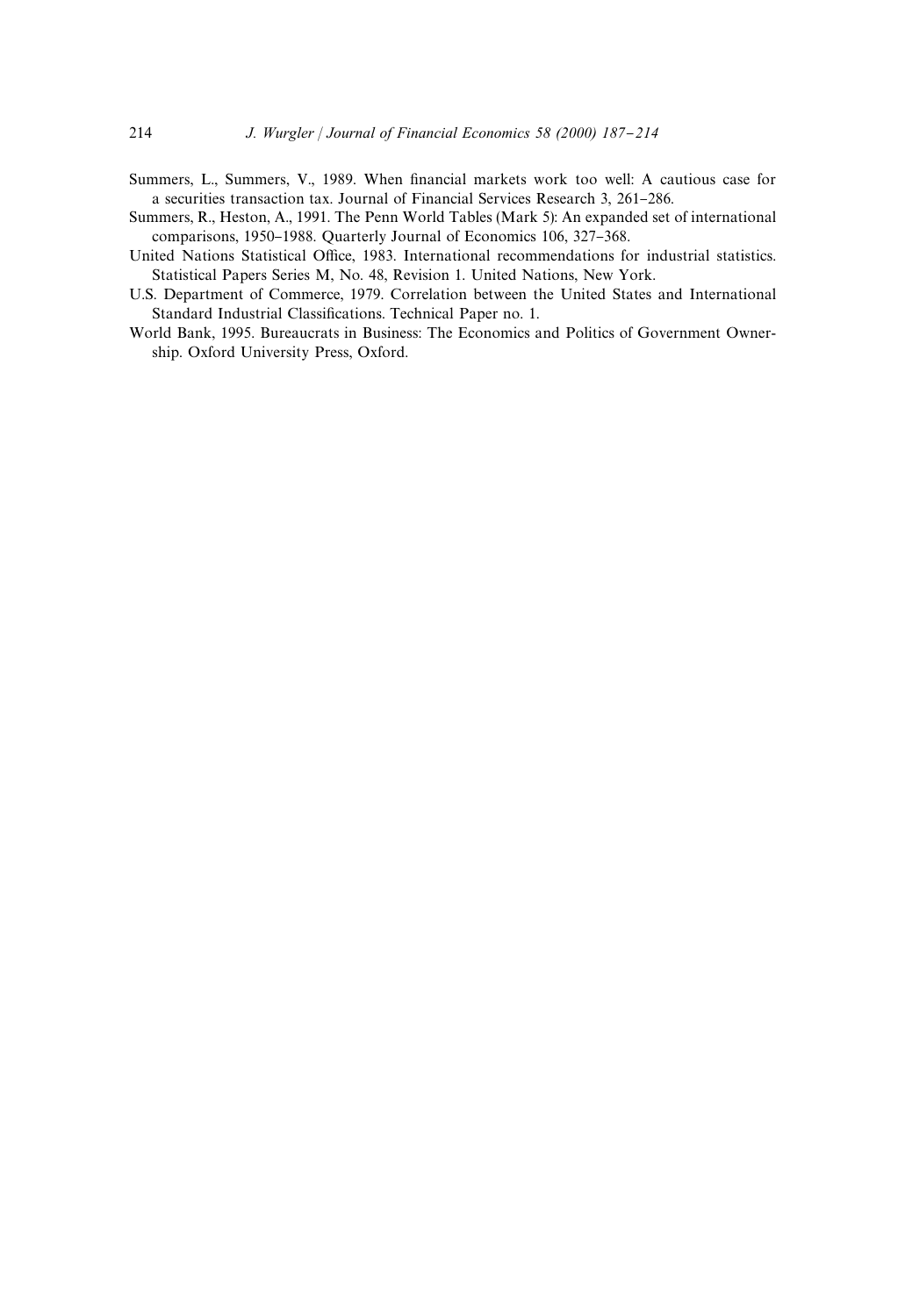Summers, L., Summers, V., 1989. When financial markets work too well: A cautious case for a securities transaction tax. Journal of Financial Services Research 3, 261–286.

Summers, R., Heston, A., 1991. The Penn World Tables (Mark 5): An expanded set of international comparisons, 1950–1988. Quarterly Journal of Economics 106, 327–368.

United Nations Statistical Office, 1983. International recommendations for industrial statistics. Statistical Papers Series M, No. 48, Revision 1. United Nations, New York.

U.S. Department of Commerce, 1979. Correlation between the United States and International Standard Industrial Classifications. Technical Paper no. 1.

World Bank, 1995. Bureaucrats in Business: The Economics and Politics of Government Ownership. Oxford University Press, Oxford.